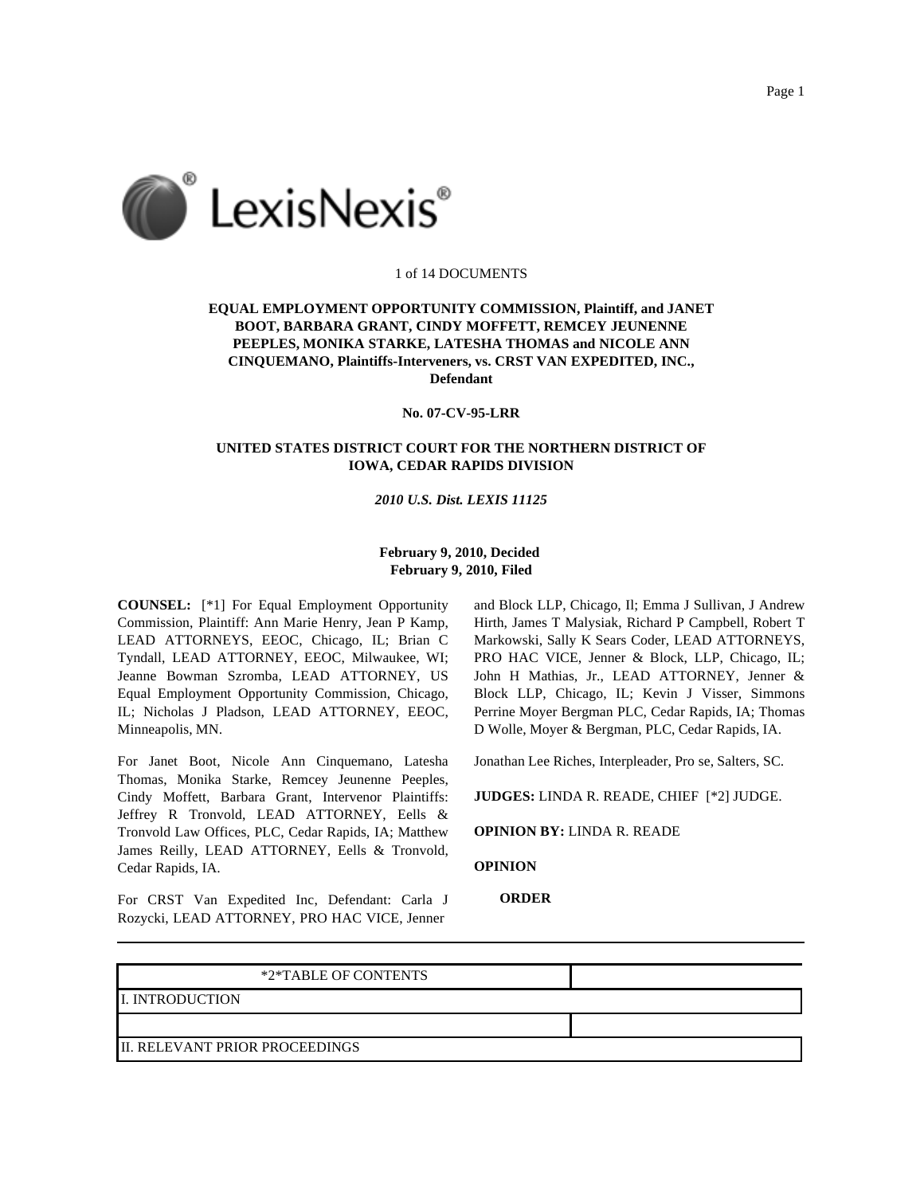1 of 14 DOCUMENTS

**EQUAL EMPLOYMENT OPPORTUNITY COMMISSION, Plaintiff, and JANET BOOT, BARBARA GRANT, CINDY MOFFETT, REMCEY JEUNENNE PEEPLES, MONIKA STARKE, LATESHA THOMAS and NICOLE ANN CINQUEMANO, Plaintiffs-Interveners, vs. CRST VAN EXPEDITED, INC., Defendant**

**No. 07-CV-95-LRR**

**UNITED STATES DISTRICT COURT FOR THE NORTHERN DISTRICT OF IOWA, CEDAR RAPIDS DIVISION**

***2010 U.S. Dist. LEXIS 11125***

**February 9, 2010, Decided**
**February 9, 2010, Filed**

**COUNSEL:** [*1] For Equal Employment Opportunity Commission, Plaintiff: Ann Marie Henry, Jean P Kamp, LEAD ATTORNEYS, EEOC, Chicago, IL; Brian C Tyndall, LEAD ATTORNEY, EEOC, Milwaukee, WI; Jeanne Bowman Szromba, LEAD ATTORNEY, US Equal Employment Opportunity Commission, Chicago, IL; Nicholas J Pladson, LEAD ATTORNEY, EEOC, Minneapolis, MN.

For Janet Boot, Nicole Ann Cinquemano, Latesha Thomas, Monika Starke, Remcey Jeunenne Peeples, Cindy Moffett, Barbara Grant, Intervenor Plaintiffs: Jeffrey R Tronvold, LEAD ATTORNEY, Eells & Tronvold Law Offices, PLC, Cedar Rapids, IA; Matthew James Reilly, LEAD ATTORNEY, Eells & Tronvold, Cedar Rapids, IA.

For CRST Van Expedited Inc, Defendant: Carla J Rozycki, LEAD ATTORNEY, PRO HAC VICE, Jenner and Block LLP, Chicago, Il; Emma J Sullivan, J Andrew Hirth, James T Malysiak, Richard P Campbell, Robert T Markowski, Sally K Sears Coder, LEAD ATTORNEYS, PRO HAC VICE, Jenner & Block, LLP, Chicago, IL; John H Mathias, Jr., LEAD ATTORNEY, Jenner & Block LLP, Chicago, IL; Kevin J Visser, Simmons Perrine Moyer Bergman PLC, Cedar Rapids, IA; Thomas D Wolle, Moyer & Bergman, PLC, Cedar Rapids, IA.

Jonathan Lee Riches, Interpleader, Pro se, Salters, SC.

**JUDGES:** LINDA R. READE, CHIEF [*2] JUDGE.

**OPINION BY:** LINDA R. READE

**OPINION**

**ORDER**

| *2*TABLE OF CONTENTS | |
|---|---|
| I. INTRODUCTION | |
| | |
| II. RELEVANT PRIOR PROCEEDINGS | |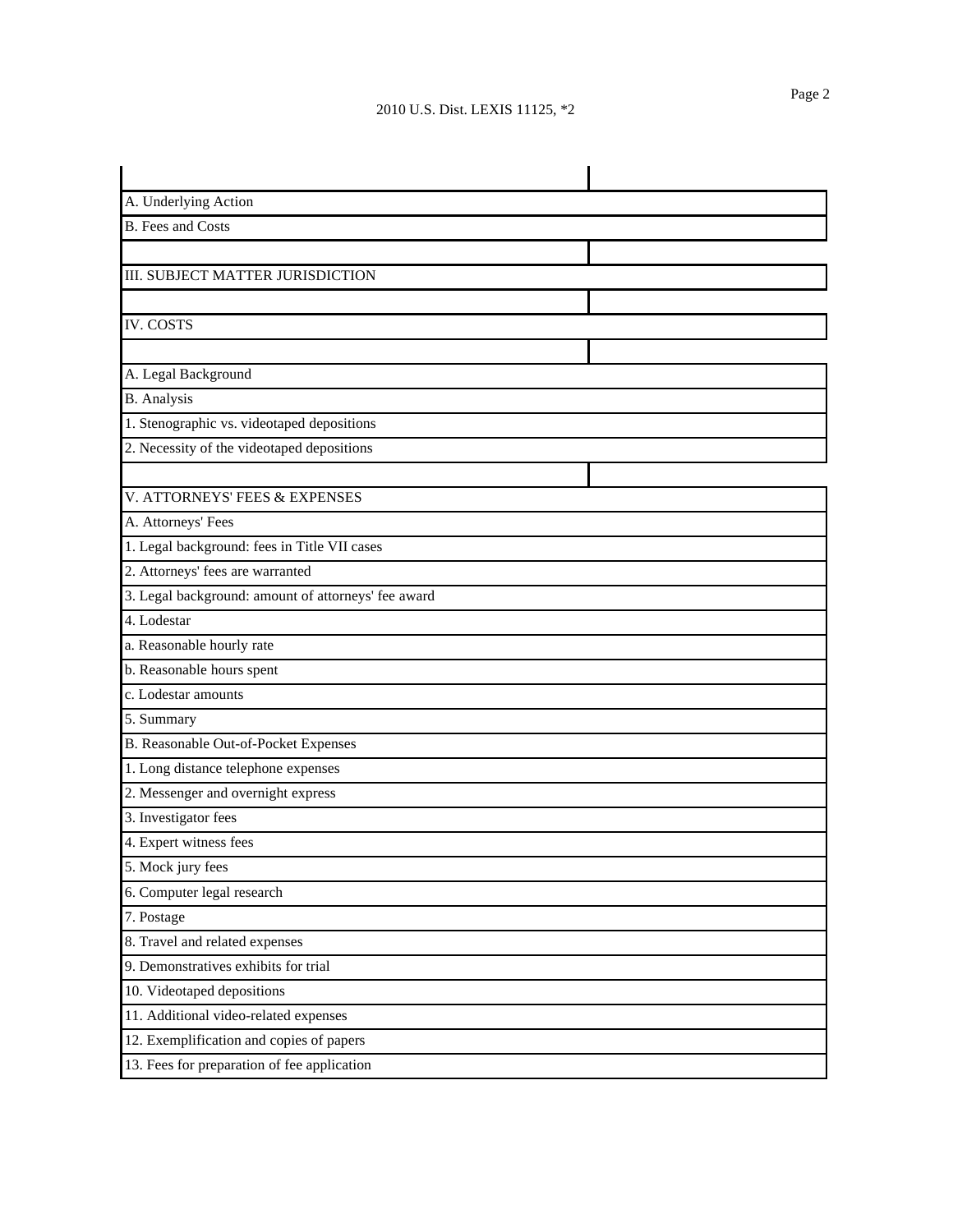| | |
|---|---|
| A. Underlying Action | |
| B. Fees and Costs | |
| | |
| III. SUBJECT MATTER JURISDICTION | |
| | |
| IV. COSTS | |
| | |
| A. Legal Background | |
| B. Analysis | |
| 1. Stenographic vs. videotaped depositions | |
| 2. Necessity of the videotaped depositions | |
| | |
| V. ATTORNEYS' FEES & EXPENSES | |
| A. Attorneys' Fees | |
| 1. Legal background: fees in Title VII cases | |
| 2. Attorneys' fees are warranted | |
| 3. Legal background: amount of attorneys' fee award | |
| 4. Lodestar | |
| a. Reasonable hourly rate | |
| b. Reasonable hours spent | |
| c. Lodestar amounts | |
| 5. Summary | |
| B. Reasonable Out-of-Pocket Expenses | |
| 1. Long distance telephone expenses | |
| 2. Messenger and overnight express | |
| 3. Investigator fees | |
| 4. Expert witness fees | |
| 5. Mock jury fees | |
| 6. Computer legal research | |
| 7. Postage | |
| 8. Travel and related expenses | |
| 9. Demonstratives exhibits for trial | |
| 10. Videotaped depositions | |
| 11. Additional video-related expenses | |
| 12. Exemplification and copies of papers | |
| 13. Fees for preparation of fee application | |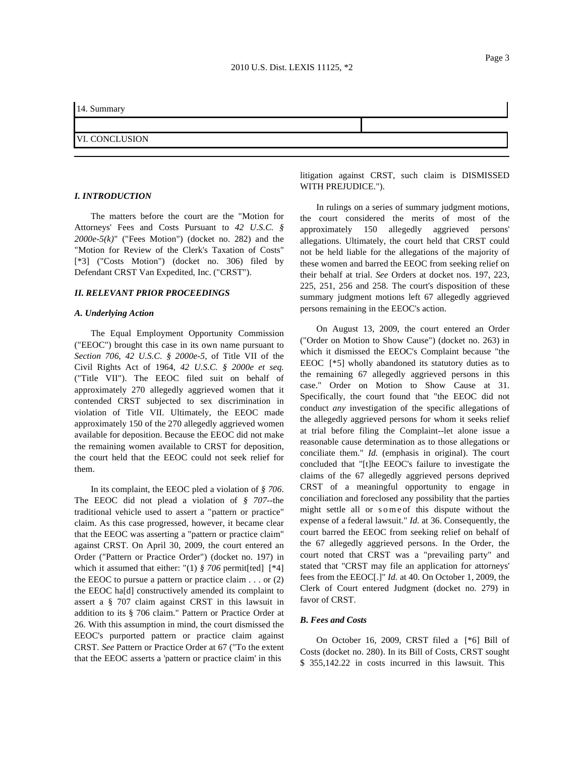| 14. Summary | |
|---|---|
| | |
| VI. CONCLUSION | |

### *I. INTRODUCTION*

The matters before the court are the "Motion for Attorneys' Fees and Costs Pursuant to *42 U.S.C. § 2000e-5(k)*" ("Fees Motion") (docket no. 282) and the "Motion for Review of the Clerk's Taxation of Costs" [*3] ("Costs Motion") (docket no. 306) filed by Defendant CRST Van Expedited, Inc. ("CRST").

### *II. RELEVANT PRIOR PROCEEDINGS*

#### *A. Underlying Action*

The Equal Employment Opportunity Commission ("EEOC") brought this case in its own name pursuant to *Section 706, 42 U.S.C. § 2000e-5*, of Title VII of the Civil Rights Act of 1964, *42 U.S.C. § 2000e et seq.* ("Title VII"). The EEOC filed suit on behalf of approximately 270 allegedly aggrieved women that it contended CRST subjected to sex discrimination in violation of Title VII. Ultimately, the EEOC made approximately 150 of the 270 allegedly aggrieved women available for deposition. Because the EEOC did not make the remaining women available to CRST for deposition, the court held that the EEOC could not seek relief for them.

In its complaint, the EEOC pled a violation of *§ 706*. The EEOC did not plead a violation of *§ 707*--the traditional vehicle used to assert a "pattern or practice" claim. As this case progressed, however, it became clear that the EEOC was asserting a "pattern or practice claim" against CRST. On April 30, 2009, the court entered an Order ("Pattern or Practice Order") (docket no. 197) in which it assumed that either: "(1) *§ 706* permit[ted] [*4] the EEOC to pursue a pattern or practice claim . . . or (2) the EEOC ha[d] constructively amended its complaint to assert a § 707 claim against CRST in this lawsuit in addition to its § 706 claim." Pattern or Practice Order at 26. With this assumption in mind, the court dismissed the EEOC's purported pattern or practice claim against CRST. *See* Pattern or Practice Order at 67 ("To the extent that the EEOC asserts a 'pattern or practice claim' in this litigation against CRST, such claim is DISMISSED WITH PREJUDICE.").

In rulings on a series of summary judgment motions, the court considered the merits of most of the approximately 150 allegedly aggrieved persons' allegations. Ultimately, the court held that CRST could not be held liable for the allegations of the majority of these women and barred the EEOC from seeking relief on their behalf at trial. *See* Orders at docket nos. 197, 223, 225, 251, 256 and 258. The court's disposition of these summary judgment motions left 67 allegedly aggrieved persons remaining in the EEOC's action.

On August 13, 2009, the court entered an Order ("Order on Motion to Show Cause") (docket no. 263) in which it dismissed the EEOC's Complaint because "the EEOC [*5] wholly abandoned its statutory duties as to the remaining 67 allegedly aggrieved persons in this case." Order on Motion to Show Cause at 31. Specifically, the court found that "the EEOC did not conduct *any* investigation of the specific allegations of the allegedly aggrieved persons for whom it seeks relief at trial before filing the Complaint--let alone issue a reasonable cause determination as to those allegations or conciliate them." *Id.* (emphasis in original). The court concluded that "[t]he EEOC's failure to investigate the claims of the 67 allegedly aggrieved persons deprived CRST of a meaningful opportunity to engage in conciliation and foreclosed any possibility that the parties might settle all or some of this dispute without the expense of a federal lawsuit." *Id.* at 36. Consequently, the court barred the EEOC from seeking relief on behalf of the 67 allegedly aggrieved persons. In the Order, the court noted that CRST was a "prevailing party" and stated that "CRST may file an application for attorneys' fees from the EEOC[.]" *Id.* at 40. On October 1, 2009, the Clerk of Court entered Judgment (docket no. 279) in favor of CRST.

#### *B. Fees and Costs*

On October 16, 2009, CRST filed a [*6] Bill of Costs (docket no. 280). In its Bill of Costs, CRST sought $ 355,142.22 in costs incurred in this lawsuit. This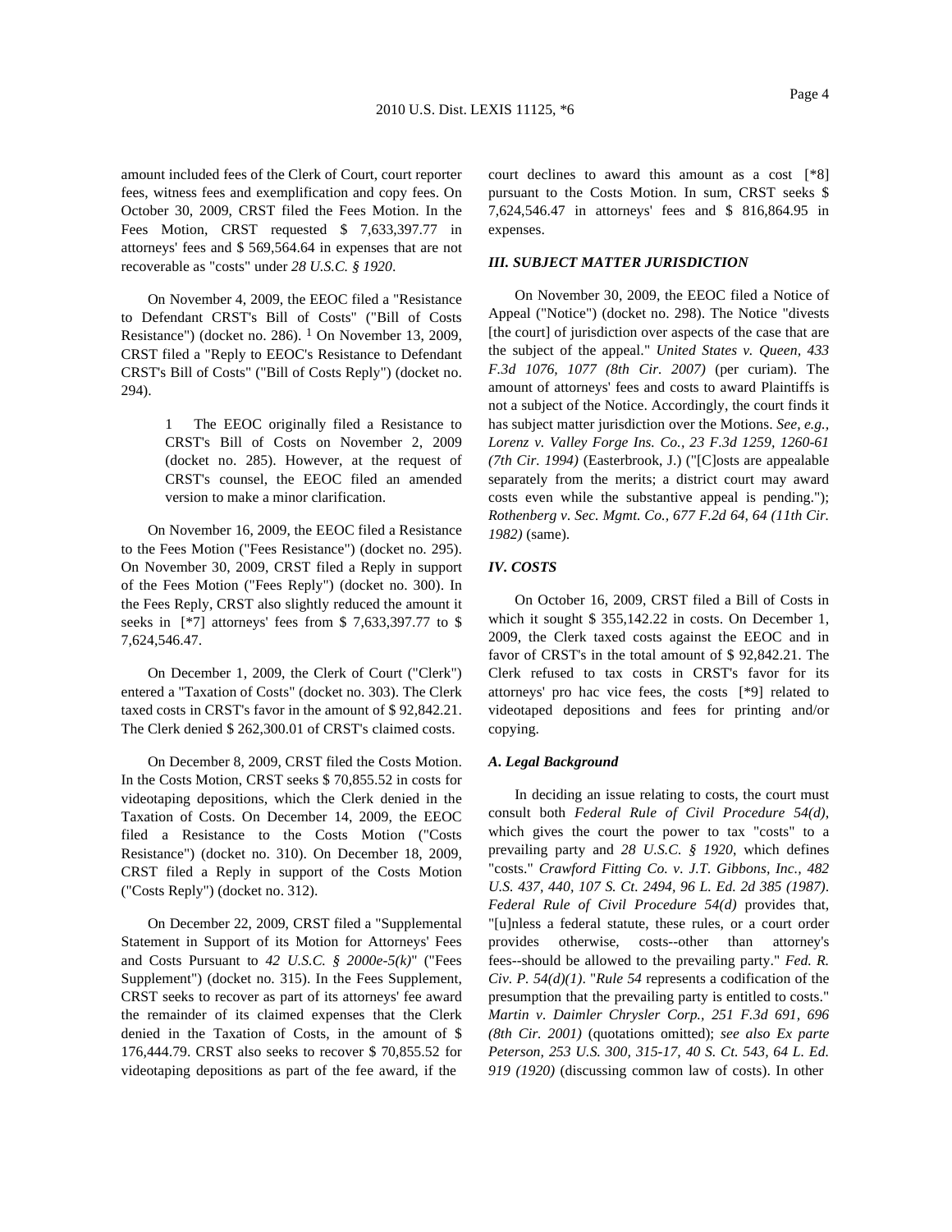amount included fees of the Clerk of Court, court reporter fees, witness fees and exemplification and copy fees. On October 30, 2009, CRST filed the Fees Motion. In the Fees Motion, CRST requested $ 7,633,397.77 in attorneys' fees and $ 569,564.64 in expenses that are not recoverable as "costs" under *28 U.S.C. § 1920*.

On November 4, 2009, the EEOC filed a "Resistance to Defendant CRST's Bill of Costs" ("Bill of Costs Resistance") (docket no. 286). [1] On November 13, 2009, CRST filed a "Reply to EEOC's Resistance to Defendant CRST's Bill of Costs" ("Bill of Costs Reply") (docket no. 294).

> 1 The EEOC originally filed a Resistance to CRST's Bill of Costs on November 2, 2009 (docket no. 285). However, at the request of CRST's counsel, the EEOC filed an amended version to make a minor clarification.

On November 16, 2009, the EEOC filed a Resistance to the Fees Motion ("Fees Resistance") (docket no. 295). On November 30, 2009, CRST filed a Reply in support of the Fees Motion ("Fees Reply") (docket no. 300). In the Fees Reply, CRST also slightly reduced the amount it seeks in [*7] attorneys' fees from $ 7,633,397.77 to $ 7,624,546.47.

On December 1, 2009, the Clerk of Court ("Clerk") entered a "Taxation of Costs" (docket no. 303). The Clerk taxed costs in CRST's favor in the amount of $ 92,842.21. The Clerk denied $ 262,300.01 of CRST's claimed costs.

On December 8, 2009, CRST filed the Costs Motion. In the Costs Motion, CRST seeks $ 70,855.52 in costs for videotaping depositions, which the Clerk denied in the Taxation of Costs. On December 14, 2009, the EEOC filed a Resistance to the Costs Motion ("Costs Resistance") (docket no. 310). On December 18, 2009, CRST filed a Reply in support of the Costs Motion ("Costs Reply") (docket no. 312).

On December 22, 2009, CRST filed a "Supplemental Statement in Support of its Motion for Attorneys' Fees and Costs Pursuant to *42 U.S.C. § 2000e-5(k)*" ("Fees Supplement") (docket no. 315). In the Fees Supplement, CRST seeks to recover as part of its attorneys' fee award the remainder of its claimed expenses that the Clerk denied in the Taxation of Costs, in the amount of $ 176,444.79. CRST also seeks to recover $ 70,855.52 for videotaping depositions as part of the fee award, if the court declines to award this amount as a cost [*8] pursuant to the Costs Motion. In sum, CRST seeks $ 7,624,546.47 in attorneys' fees and $ 816,864.95 in expenses.

### *III. SUBJECT MATTER JURISDICTION*

On November 30, 2009, the EEOC filed a Notice of Appeal ("Notice") (docket no. 298). The Notice "divests [the court] of jurisdiction over aspects of the case that are the subject of the appeal." *United States v. Queen, 433 F.3d 1076, 1077 (8th Cir. 2007)* (per curiam). The amount of attorneys' fees and costs to award Plaintiffs is not a subject of the Notice. Accordingly, the court finds it has subject matter jurisdiction over the Motions. *See, e.g., Lorenz v. Valley Forge Ins. Co., 23 F.3d 1259, 1260-61 (7th Cir. 1994)* (Easterbrook, J.) ("[C]osts are appealable separately from the merits; a district court may award costs even while the substantive appeal is pending."); *Rothenberg v. Sec. Mgmt. Co., 677 F.2d 64, 64 (11th Cir. 1982)* (same).

### *IV. COSTS*

On October 16, 2009, CRST filed a Bill of Costs in which it sought $ 355,142.22 in costs. On December 1, 2009, the Clerk taxed costs against the EEOC and in favor of CRST's in the total amount of $ 92,842.21. The Clerk refused to tax costs in CRST's favor for its attorneys' pro hac vice fees, the costs [*9] related to videotaped depositions and fees for printing and/or copying.

#### *A. Legal Background*

In deciding an issue relating to costs, the court must consult both *Federal Rule of Civil Procedure 54(d)*, which gives the court the power to tax "costs" to a prevailing party and *28 U.S.C. § 1920*, which defines "costs." *Crawford Fitting Co. v. J.T. Gibbons, Inc., 482 U.S. 437, 440, 107 S. Ct. 2494, 96 L. Ed. 2d 385 (1987)*. *Federal Rule of Civil Procedure 54(d)* provides that, "[u]nless a federal statute, these rules, or a court order provides otherwise, costs--other than attorney's fees--should be allowed to the prevailing party." *Fed. R. Civ. P. 54(d)(1)*. "*Rule 54* represents a codification of the presumption that the prevailing party is entitled to costs." *Martin v. Daimler Chrysler Corp., 251 F.3d 691, 696 (8th Cir. 2001)* (quotations omitted); *see also Ex parte Peterson, 253 U.S. 300, 315-17, 40 S. Ct. 543, 64 L. Ed. 919 (1920)* (discussing common law of costs). In other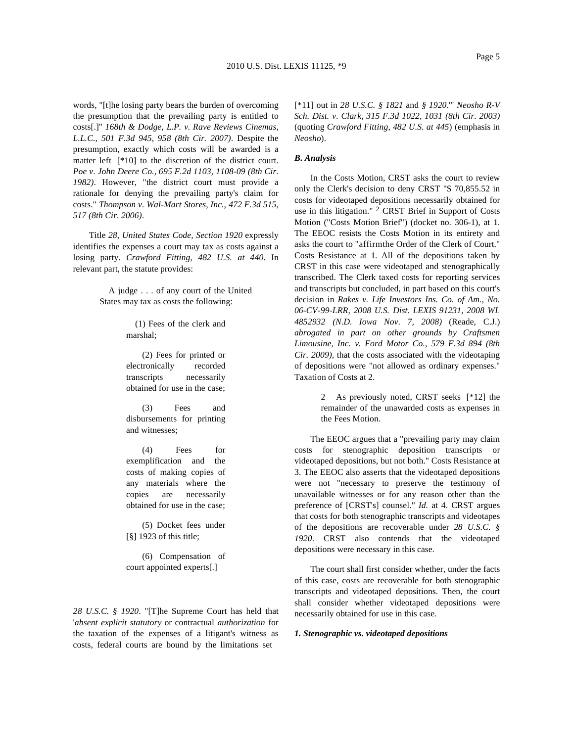words, "[t]he losing party bears the burden of overcoming the presumption that the prevailing party is entitled to costs[.]" *168th & Dodge, L.P. v. Rave Reviews Cinemas, L.L.C., 501 F.3d 945, 958 (8th Cir. 2007)*. Despite the presumption, exactly which costs will be awarded is a matter left [*10] to the discretion of the district court. *Poe v. John Deere Co., 695 F.2d 1103, 1108-09 (8th Cir. 1982)*. However, "the district court must provide a rationale for denying the prevailing party's claim for costs." *Thompson v. Wal-Mart Stores, Inc., 472 F.3d 515, 517 (8th Cir. 2006)*.

Title *28, United States Code, Section 1920* expressly identifies the expenses a court may tax as costs against a losing party. *Crawford Fitting, 482 U.S. at 440*. In relevant part, the statute provides:

> A judge . . . of any court of the United States may tax as costs the following:
>
> (1) Fees of the clerk and marshal;
>
> (2) Fees for printed or electronically recorded transcripts necessarily obtained for use in the case;
>
> (3) Fees and disbursements for printing and witnesses;
>
> (4) Fees for exemplification and the costs of making copies of any materials where the copies are necessarily obtained for use in the case;
>
> (5) Docket fees under [§] 1923 of this title;
>
> (6) Compensation of court appointed experts[.]

*28 U.S.C. § 1920*. "[T]he Supreme Court has held that '*absent explicit statutory* or contractual *authorization* for the taxation of the expenses of a litigant's witness as costs, federal courts are bound by the limitations set [*11] out in *28 U.S.C. § 1821* and *§ 1920*.'" *Neosho R-V Sch. Dist. v. Clark, 315 F.3d 1022, 1031 (8th Cir. 2003)* (quoting *Crawford Fitting, 482 U.S. at 445*) (emphasis in *Neosho*).

### *B. Analysis*

In the Costs Motion, CRST asks the court to review only the Clerk's decision to deny CRST "$ 70,855.52 in costs for videotaped depositions necessarily obtained for use in this litigation." [2] CRST Brief in Support of Costs Motion ("Costs Motion Brief") (docket no. 306-1), at 1. The EEOC resists the Costs Motion in its entirety and asks the court to "affirmthe Order of the Clerk of Court." Costs Resistance at 1. All of the depositions taken by CRST in this case were videotaped and stenographically transcribed. The Clerk taxed costs for reporting services and transcripts but concluded, in part based on this court's decision in *Rakes v. Life Investors Ins. Co. of Am., No. 06-CV-99-LRR, 2008 U.S. Dist. LEXIS 91231, 2008 WL 4852932 (N.D. Iowa Nov. 7, 2008)* (Reade, C.J.) *abrogated in part on other grounds by Craftsmen Limousine, Inc. v. Ford Motor Co., 579 F.3d 894 (8th Cir. 2009)*, that the costs associated with the videotaping of depositions were "not allowed as ordinary expenses." Taxation of Costs at 2.

> 2 As previously noted, CRST seeks [*12] the remainder of the unawarded costs as expenses in the Fees Motion.

The EEOC argues that a "prevailing party may claim costs for stenographic deposition transcripts or videotaped depositions, but not both." Costs Resistance at 3. The EEOC also asserts that the videotaped depositions were not "necessary to preserve the testimony of unavailable witnesses or for any reason other than the preference of [CRST's] counsel." *Id.* at 4. CRST argues that costs for both stenographic transcripts and videotapes of the depositions are recoverable under *28 U.S.C. § 1920*. CRST also contends that the videotaped depositions were necessary in this case.

The court shall first consider whether, under the facts of this case, costs are recoverable for both stenographic transcripts and videotaped depositions. Then, the court shall consider whether videotaped depositions were necessarily obtained for use in this case.

#### *1. Stenographic vs. videotaped depositions*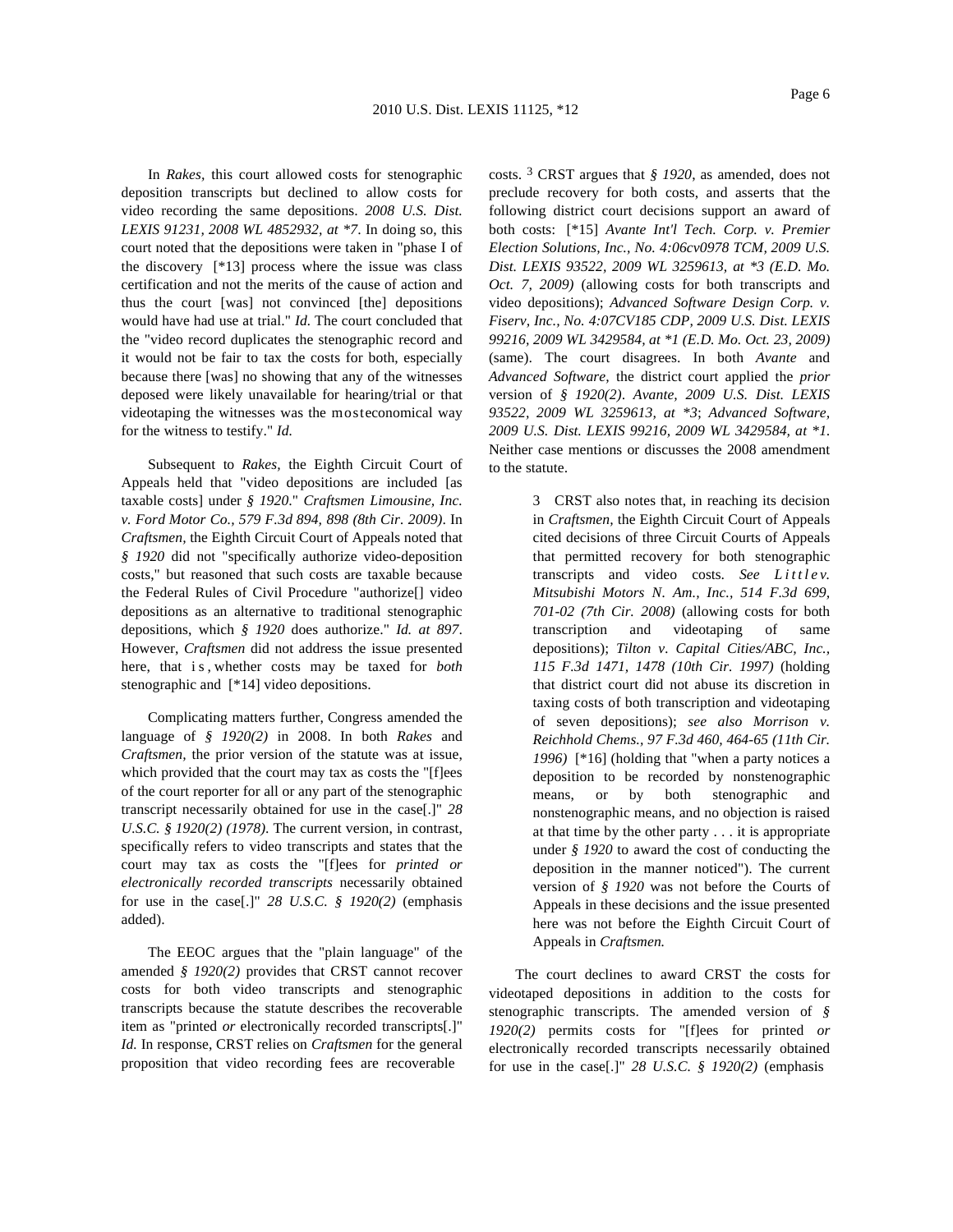In *Rakes*, this court allowed costs for stenographic deposition transcripts but declined to allow costs for video recording the same depositions. *2008 U.S. Dist. LEXIS 91231, 2008 WL 4852932, at *7*. In doing so, this court noted that the depositions were taken in "phase I of the discovery [*13] process where the issue was class certification and not the merits of the cause of action and thus the court [was] not convinced [the] depositions would have had use at trial." *Id.* The court concluded that the "video record duplicates the stenographic record and it would not be fair to tax the costs for both, especially because there [was] no showing that any of the witnesses deposed were likely unavailable for hearing/trial or that videotaping the witnesses was the mosteconomical way for the witness to testify." *Id.*

Subsequent to *Rakes*, the Eighth Circuit Court of Appeals held that "video depositions are included [as taxable costs] under *§ 1920*." *Craftsmen Limousine, Inc. v. Ford Motor Co., 579 F.3d 894, 898 (8th Cir. 2009)*. In *Craftsmen*, the Eighth Circuit Court of Appeals noted that *§ 1920* did not "specifically authorize video-deposition costs," but reasoned that such costs are taxable because the Federal Rules of Civil Procedure "authorize[] video depositions as an alternative to traditional stenographic depositions, which *§ 1920* does authorize." *Id. at 897*. However, *Craftsmen* did not address the issue presented here, that is, whether costs may be taxed for *both* stenographic and [*14] video depositions.

Complicating matters further, Congress amended the language of *§ 1920(2)* in 2008. In both *Rakes* and *Craftsmen*, the prior version of the statute was at issue, which provided that the court may tax as costs the "[f]ees of the court reporter for all or any part of the stenographic transcript necessarily obtained for use in the case[.]" *28 U.S.C. § 1920(2) (1978)*. The current version, in contrast, specifically refers to video transcripts and states that the court may tax as costs the "[f]ees for *printed or electronically recorded transcripts* necessarily obtained for use in the case[.]" *28 U.S.C. § 1920(2)* (emphasis added).

The EEOC argues that the "plain language" of the amended *§ 1920(2)* provides that CRST cannot recover costs for both video transcripts and stenographic transcripts because the statute describes the recoverable item as "printed *or* electronically recorded transcripts[.]" *Id.* In response, CRST relies on *Craftsmen* for the general proposition that video recording fees are recoverable costs. [3] CRST argues that *§ 1920*, as amended, does not preclude recovery for both costs, and asserts that the following district court decisions support an award of both costs: [*15] *Avante Int'l Tech. Corp. v. Premier Election Solutions, Inc., No. 4:06cv0978 TCM, 2009 U.S. Dist. LEXIS 93522, 2009 WL 3259613, at *3 (E.D. Mo. Oct. 7, 2009)* (allowing costs for both transcripts and video depositions); *Advanced Software Design Corp. v. Fiserv, Inc., No. 4:07CV185 CDP, 2009 U.S. Dist. LEXIS 99216, 2009 WL 3429584, at *1 (E.D. Mo. Oct. 23, 2009)* (same). The court disagrees. In both *Avante* and *Advanced Software*, the district court applied the *prior* version of *§ 1920(2)*. *Avante, 2009 U.S. Dist. LEXIS 93522, 2009 WL 3259613, at *3*; *Advanced Software, 2009 U.S. Dist. LEXIS 99216, 2009 WL 3429584, at *1*. Neither case mentions or discusses the 2008 amendment to the statute.

> 3 CRST also notes that, in reaching its decision in *Craftsmen*, the Eighth Circuit Court of Appeals cited decisions of three Circuit Courts of Appeals that permitted recovery for both stenographic transcripts and video costs. *See Little v. Mitsubishi Motors N. Am., Inc., 514 F.3d 699, 701-02 (7th Cir. 2008)* (allowing costs for both transcription and videotaping of same depositions); *Tilton v. Capital Cities/ABC, Inc., 115 F.3d 1471, 1478 (10th Cir. 1997)* (holding that district court did not abuse its discretion in taxing costs of both transcription and videotaping of seven depositions); *see also Morrison v. Reichhold Chems., 97 F.3d 460, 464-65 (11th Cir. 1996)* [*16] (holding that "when a party notices a deposition to be recorded by nonstenographic means, or by both stenographic and nonstenographic means, and no objection is raised at that time by the other party . . . it is appropriate under *§ 1920* to award the cost of conducting the deposition in the manner noticed"). The current version of *§ 1920* was not before the Courts of Appeals in these decisions and the issue presented here was not before the Eighth Circuit Court of Appeals in *Craftsmen*.

The court declines to award CRST the costs for videotaped depositions in addition to the costs for stenographic transcripts. The amended version of *§ 1920(2)* permits costs for "[f]ees for printed *or* electronically recorded transcripts necessarily obtained for use in the case[.]" *28 U.S.C. § 1920(2)* (emphasis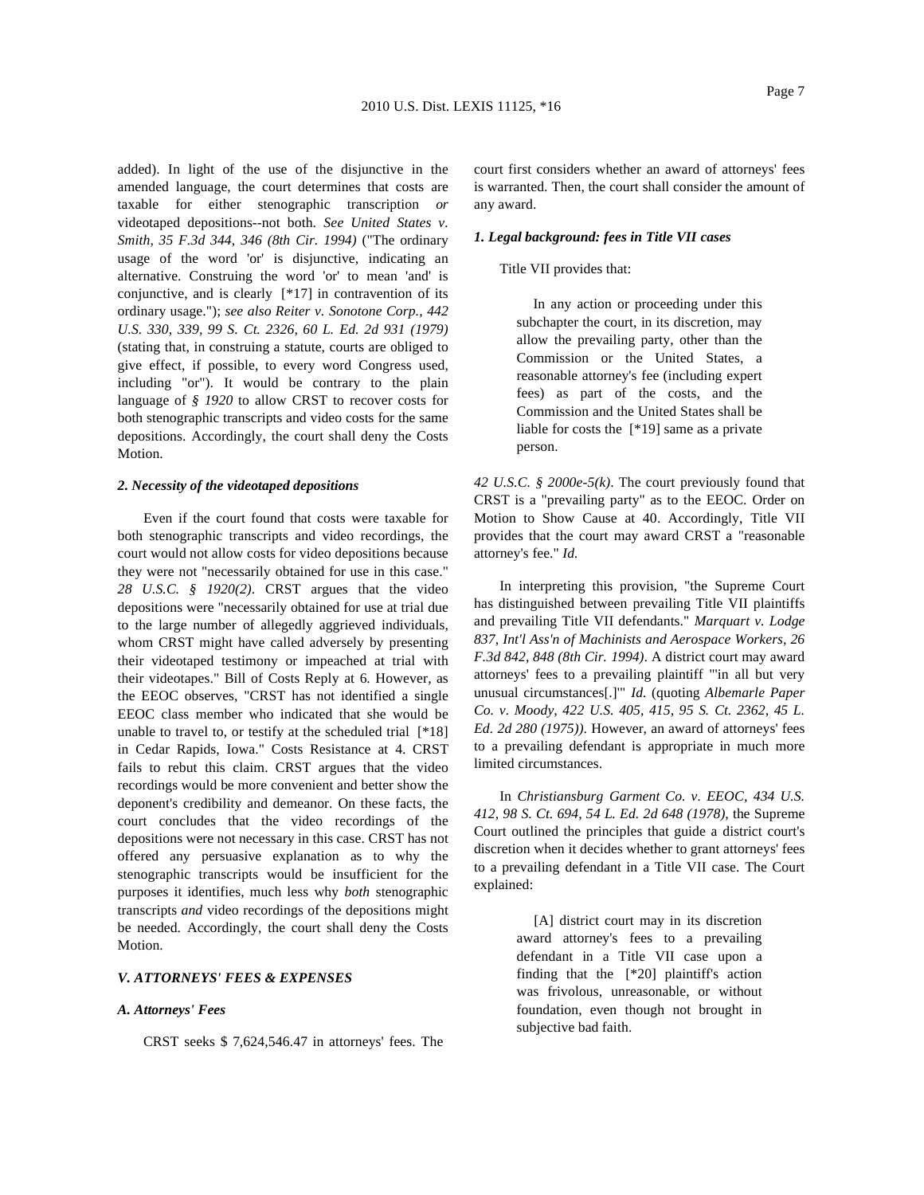added). In light of the use of the disjunctive in the amended language, the court determines that costs are taxable for either stenographic transcription *or* videotaped depositions--not both. *See United States v. Smith, 35 F.3d 344, 346 (8th Cir. 1994)* ("The ordinary usage of the word 'or' is disjunctive, indicating an alternative. Construing the word 'or' to mean 'and' is conjunctive, and is clearly [*17] in contravention of its ordinary usage."); *see also Reiter v. Sonotone Corp., 442 U.S. 330, 339, 99 S. Ct. 2326, 60 L. Ed. 2d 931 (1979)* (stating that, in construing a statute, courts are obliged to give effect, if possible, to every word Congress used, including "or"). It would be contrary to the plain language of *§ 1920* to allow CRST to recover costs for both stenographic transcripts and video costs for the same depositions. Accordingly, the court shall deny the Costs Motion.

#### *2. Necessity of the videotaped depositions*

Even if the court found that costs were taxable for both stenographic transcripts and video recordings, the court would not allow costs for video depositions because they were not "necessarily obtained for use in this case." *28 U.S.C. § 1920(2)*. CRST argues that the video depositions were "necessarily obtained for use at trial due to the large number of allegedly aggrieved individuals, whom CRST might have called adversely by presenting their videotaped testimony or impeached at trial with their videotapes." Bill of Costs Reply at 6. However, as the EEOC observes, "CRST has not identified a single EEOC class member who indicated that she would be unable to travel to, or testify at the scheduled trial [*18] in Cedar Rapids, Iowa." Costs Resistance at 4. CRST fails to rebut this claim. CRST argues that the video recordings would be more convenient and better show the deponent's credibility and demeanor. On these facts, the court concludes that the video recordings of the depositions were not necessary in this case. CRST has not offered any persuasive explanation as to why the stenographic transcripts would be insufficient for the purposes it identifies, much less why *both* stenographic transcripts *and* video recordings of the depositions might be needed. Accordingly, the court shall deny the Costs Motion.

## *V. ATTORNEYS' FEES & EXPENSES*

### *A. Attorneys' Fees*

CRST seeks $ 7,624,546.47 in attorneys' fees. The court first considers whether an award of attorneys' fees is warranted. Then, the court shall consider the amount of any award.

#### *1. Legal background: fees in Title VII cases*

Title VII provides that:

> In any action or proceeding under this subchapter the court, in its discretion, may allow the prevailing party, other than the Commission or the United States, a reasonable attorney's fee (including expert fees) as part of the costs, and the Commission and the United States shall be liable for costs the [*19] same as a private person.

*42 U.S.C. § 2000e-5(k)*. The court previously found that CRST is a "prevailing party" as to the EEOC. Order on Motion to Show Cause at 40. Accordingly, Title VII provides that the court may award CRST a "reasonable attorney's fee." *Id.*

In interpreting this provision, "the Supreme Court has distinguished between prevailing Title VII plaintiffs and prevailing Title VII defendants." *Marquart v. Lodge 837, Int'l Ass'n of Machinists and Aerospace Workers, 26 F.3d 842, 848 (8th Cir. 1994)*. A district court may award attorneys' fees to a prevailing plaintiff "'in all but very unusual circumstances[.]'" *Id.* (quoting *Albemarle Paper Co. v. Moody, 422 U.S. 405, 415, 95 S. Ct. 2362, 45 L. Ed. 2d 280 (1975))*. However, an award of attorneys' fees to a prevailing defendant is appropriate in much more limited circumstances.

In *Christiansburg Garment Co. v. EEOC, 434 U.S. 412, 98 S. Ct. 694, 54 L. Ed. 2d 648 (1978)*, the Supreme Court outlined the principles that guide a district court's discretion when it decides whether to grant attorneys' fees to a prevailing defendant in a Title VII case. The Court explained:

> [A] district court may in its discretion award attorney's fees to a prevailing defendant in a Title VII case upon a finding that the [*20] plaintiff's action was frivolous, unreasonable, or without foundation, even though not brought in subjective bad faith.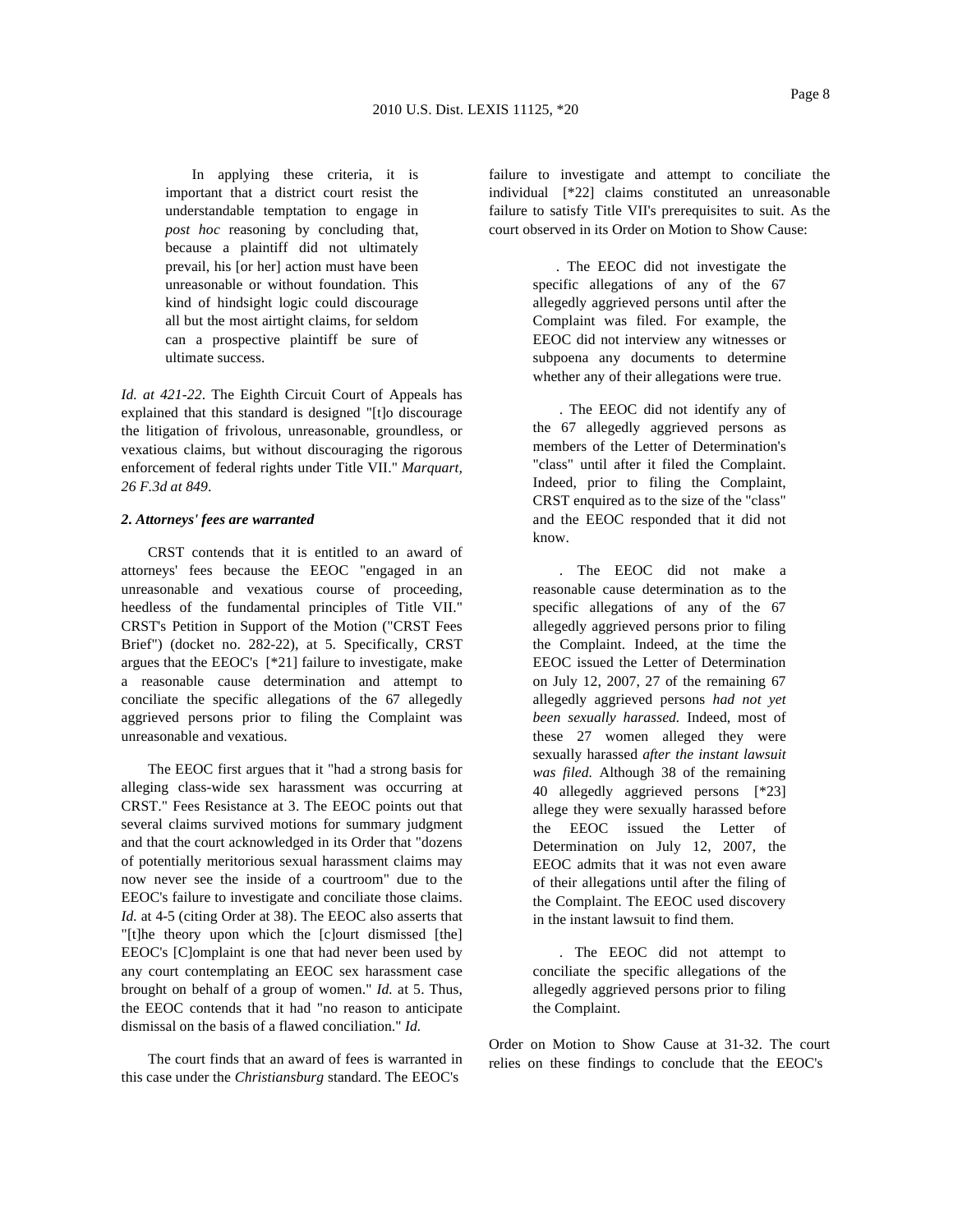In applying these criteria, it is important that a district court resist the understandable temptation to engage in *post hoc* reasoning by concluding that, because a plaintiff did not ultimately prevail, his [or her] action must have been unreasonable or without foundation. This kind of hindsight logic could discourage all but the most airtight claims, for seldom can a prospective plaintiff be sure of ultimate success.

*Id. at 421-22*. The Eighth Circuit Court of Appeals has explained that this standard is designed "[t]o discourage the litigation of frivolous, unreasonable, groundless, or vexatious claims, but without discouraging the rigorous enforcement of federal rights under Title VII." *Marquart, 26 F.3d at 849*.

***2. Attorneys' fees are warranted***

CRST contends that it is entitled to an award of attorneys' fees because the EEOC "engaged in an unreasonable and vexatious course of proceeding, heedless of the fundamental principles of Title VII." CRST's Petition in Support of the Motion ("CRST Fees Brief") (docket no. 282-22), at 5. Specifically, CRST argues that the EEOC's [*21] failure to investigate, make a reasonable cause determination and attempt to conciliate the specific allegations of the 67 allegedly aggrieved persons prior to filing the Complaint was unreasonable and vexatious.

The EEOC first argues that it "had a strong basis for alleging class-wide sex harassment was occurring at CRST." Fees Resistance at 3. The EEOC points out that several claims survived motions for summary judgment and that the court acknowledged in its Order that "dozens of potentially meritorious sexual harassment claims may now never see the inside of a courtroom" due to the EEOC's failure to investigate and conciliate those claims. *Id.* at 4-5 (citing Order at 38). The EEOC also asserts that "[t]he theory upon which the [c]ourt dismissed [the] EEOC's [C]omplaint is one that had never been used by any court contemplating an EEOC sex harassment case brought on behalf of a group of women." *Id.* at 5. Thus, the EEOC contends that it had "no reason to anticipate dismissal on the basis of a flawed conciliation." *Id.*

The court finds that an award of fees is warranted in this case under the *Christiansburg* standard. The EEOC's failure to investigate and attempt to conciliate the individual [*22] claims constituted an unreasonable failure to satisfy Title VII's prerequisites to suit. As the court observed in its Order on Motion to Show Cause:

. The EEOC did not investigate the specific allegations of any of the 67 allegedly aggrieved persons until after the Complaint was filed. For example, the EEOC did not interview any witnesses or subpoena any documents to determine whether any of their allegations were true.

. The EEOC did not identify any of the 67 allegedly aggrieved persons as members of the Letter of Determination's "class" until after it filed the Complaint. Indeed, prior to filing the Complaint, CRST enquired as to the size of the "class" and the EEOC responded that it did not know.

. The EEOC did not make a reasonable cause determination as to the specific allegations of any of the 67 allegedly aggrieved persons prior to filing the Complaint. Indeed, at the time the EEOC issued the Letter of Determination on July 12, 2007, 27 of the remaining 67 allegedly aggrieved persons *had not yet been sexually harassed*. Indeed, most of these 27 women alleged they were sexually harassed *after the instant lawsuit was filed*. Although 38 of the remaining 40 allegedly aggrieved persons [*23] allege they were sexually harassed before the EEOC issued the Letter of Determination on July 12, 2007, the EEOC admits that it was not even aware of their allegations until after the filing of the Complaint. The EEOC used discovery in the instant lawsuit to find them.

. The EEOC did not attempt to conciliate the specific allegations of the allegedly aggrieved persons prior to filing the Complaint.

Order on Motion to Show Cause at 31-32. The court relies on these findings to conclude that the EEOC's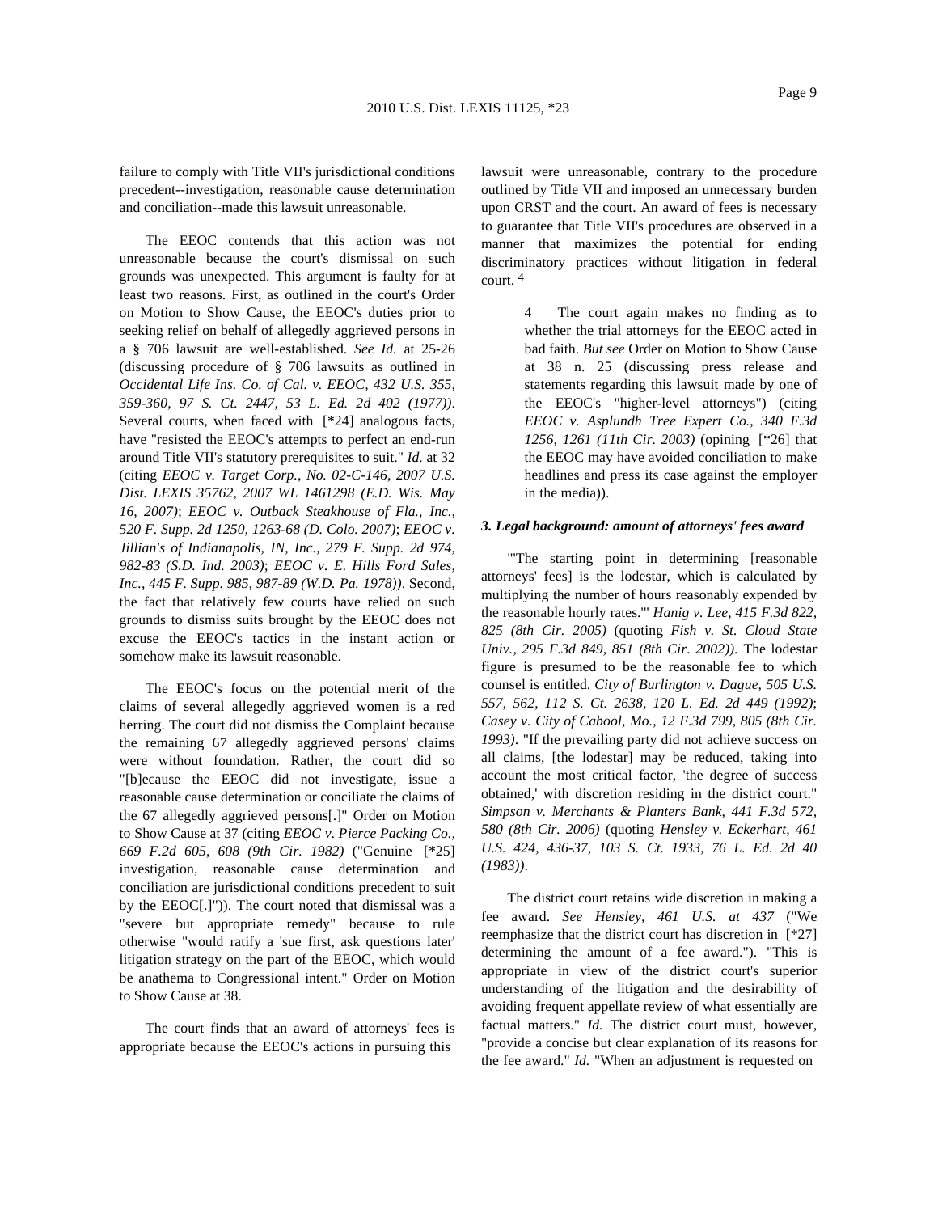failure to comply with Title VII's jurisdictional conditions precedent--investigation, reasonable cause determination and conciliation--made this lawsuit unreasonable.

The EEOC contends that this action was not unreasonable because the court's dismissal on such grounds was unexpected. This argument is faulty for at least two reasons. First, as outlined in the court's Order on Motion to Show Cause, the EEOC's duties prior to seeking relief on behalf of allegedly aggrieved persons in a § 706 lawsuit are well-established. *See Id.* at 25-26 (discussing procedure of § 706 lawsuits as outlined in *Occidental Life Ins. Co. of Cal. v. EEOC, 432 U.S. 355, 359-360, 97 S. Ct. 2447, 53 L. Ed. 2d 402 (1977)*. Several courts, when faced with [*24] analogous facts, have "resisted the EEOC's attempts to perfect an end-run around Title VII's statutory prerequisites to suit." *Id.* at 32 (citing *EEOC v. Target Corp., No. 02-C-146, 2007 U.S. Dist. LEXIS 35762, 2007 WL 1461298 (E.D. Wis. May 16, 2007)*; *EEOC v. Outback Steakhouse of Fla., Inc., 520 F. Supp. 2d 1250, 1263-68 (D. Colo. 2007)*; *EEOC v. Jillian's of Indianapolis, IN, Inc., 279 F. Supp. 2d 974, 982-83 (S.D. Ind. 2003)*; *EEOC v. E. Hills Ford Sales, Inc., 445 F. Supp. 985, 987-89 (W.D. Pa. 1978))*. Second, the fact that relatively few courts have relied on such grounds to dismiss suits brought by the EEOC does not excuse the EEOC's tactics in the instant action or somehow make its lawsuit reasonable.

The EEOC's focus on the potential merit of the claims of several allegedly aggrieved women is a red herring. The court did not dismiss the Complaint because the remaining 67 allegedly aggrieved persons' claims were without foundation. Rather, the court did so "[b]ecause the EEOC did not investigate, issue a reasonable cause determination or conciliate the claims of the 67 allegedly aggrieved persons[.]" Order on Motion to Show Cause at 37 (citing *EEOC v. Pierce Packing Co., 669 F.2d 605, 608 (9th Cir. 1982)* ("Genuine [*25] investigation, reasonable cause determination and conciliation are jurisdictional conditions precedent to suit by the EEOC[.]")). The court noted that dismissal was a "severe but appropriate remedy" because to rule otherwise "would ratify a 'sue first, ask questions later' litigation strategy on the part of the EEOC, which would be anathema to Congressional intent." Order on Motion to Show Cause at 38.

The court finds that an award of attorneys' fees is appropriate because the EEOC's actions in pursuing this lawsuit were unreasonable, contrary to the procedure outlined by Title VII and imposed an unnecessary burden upon CRST and the court. An award of fees is necessary to guarantee that Title VII's procedures are observed in a manner that maximizes the potential for ending discriminatory practices without litigation in federal court. [4]

> 4 The court again makes no finding as to whether the trial attorneys for the EEOC acted in bad faith. *But see* Order on Motion to Show Cause at 38 n. 25 (discussing press release and statements regarding this lawsuit made by one of the EEOC's "higher-level attorneys") (citing *EEOC v. Asplundh Tree Expert Co., 340 F.3d 1256, 1261 (11th Cir. 2003)* (opining [*26] that the EEOC may have avoided conciliation to make headlines and press its case against the employer in the media)).

### *3. Legal background: amount of attorneys' fees award*

"'The starting point in determining [reasonable attorneys' fees] is the lodestar, which is calculated by multiplying the number of hours reasonably expended by the reasonable hourly rates.'" *Hanig v. Lee, 415 F.3d 822, 825 (8th Cir. 2005)* (quoting *Fish v. St. Cloud State Univ., 295 F.3d 849, 851 (8th Cir. 2002))*. The lodestar figure is presumed to be the reasonable fee to which counsel is entitled. *City of Burlington v. Dague, 505 U.S. 557, 562, 112 S. Ct. 2638, 120 L. Ed. 2d 449 (1992)*; *Casey v. City of Cabool, Mo., 12 F.3d 799, 805 (8th Cir. 1993)*. "If the prevailing party did not achieve success on all claims, [the lodestar] may be reduced, taking into account the most critical factor, 'the degree of success obtained,' with discretion residing in the district court." *Simpson v. Merchants & Planters Bank, 441 F.3d 572, 580 (8th Cir. 2006)* (quoting *Hensley v. Eckerhart, 461 U.S. 424, 436-37, 103 S. Ct. 1933, 76 L. Ed. 2d 40 (1983))*.

The district court retains wide discretion in making a fee award. *See Hensley, 461 U.S. at 437* ("We reemphasize that the district court has discretion in [*27] determining the amount of a fee award."). "This is appropriate in view of the district court's superior understanding of the litigation and the desirability of avoiding frequent appellate review of what essentially are factual matters." *Id.* The district court must, however, "provide a concise but clear explanation of its reasons for the fee award." *Id.* "When an adjustment is requested on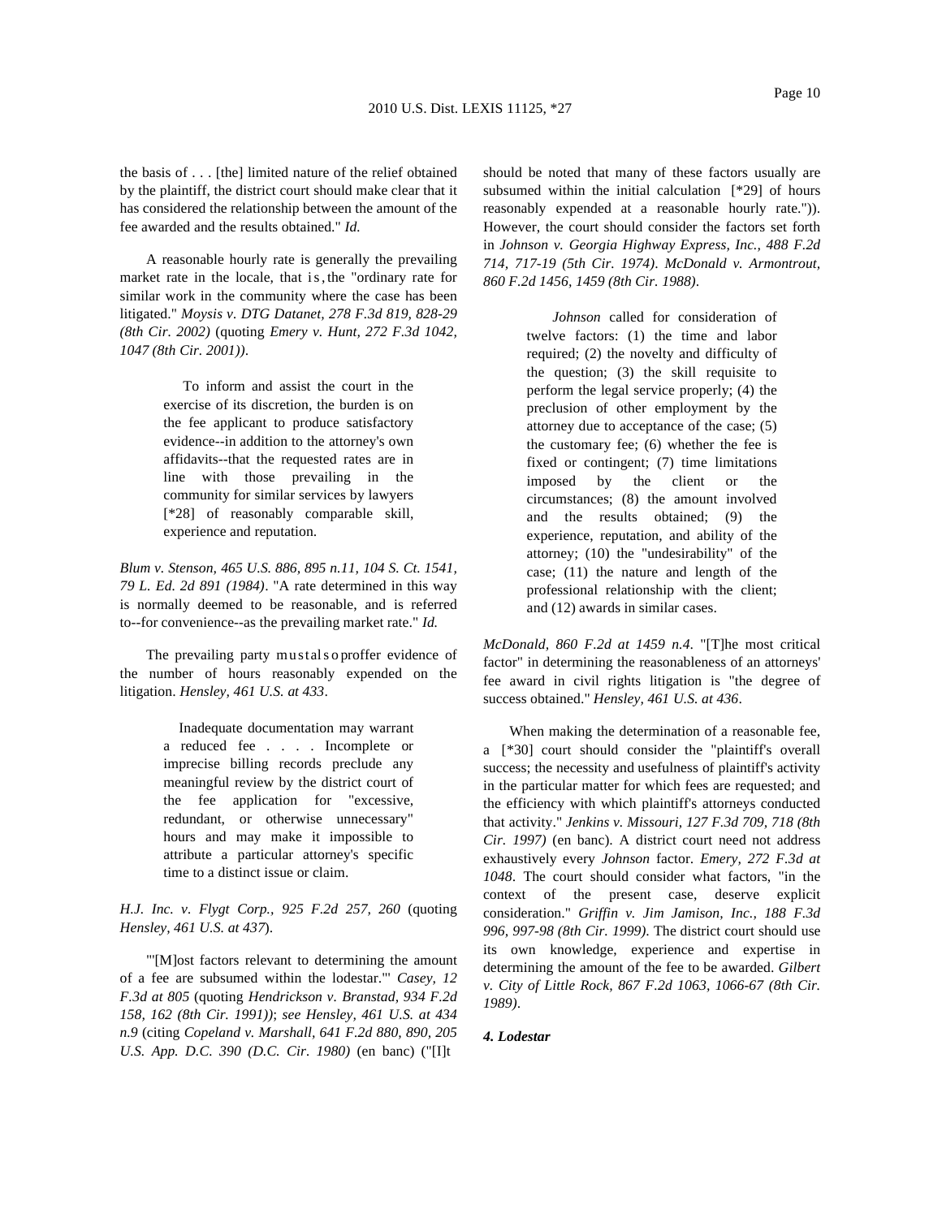the basis of . . . [the] limited nature of the relief obtained by the plaintiff, the district court should make clear that it has considered the relationship between the amount of the fee awarded and the results obtained." *Id.*

A reasonable hourly rate is generally the prevailing market rate in the locale, that is, the "ordinary rate for similar work in the community where the case has been litigated." *Moysis v. DTG Datanet, 278 F.3d 819, 828-29 (8th Cir. 2002)* (quoting *Emery v. Hunt, 272 F.3d 1042, 1047 (8th Cir. 2001)*).

> To inform and assist the court in the exercise of its discretion, the burden is on the fee applicant to produce satisfactory evidence--in addition to the attorney's own affidavits--that the requested rates are in line with those prevailing in the community for similar services by lawyers [*28] of reasonably comparable skill, experience and reputation.

*Blum v. Stenson, 465 U.S. 886, 895 n.11, 104 S. Ct. 1541, 79 L. Ed. 2d 891 (1984)*. "A rate determined in this way is normally deemed to be reasonable, and is referred to--for convenience--as the prevailing market rate." *Id.*

The prevailing party must also proffer evidence of the number of hours reasonably expended on the litigation. *Hensley, 461 U.S. at 433*.

> Inadequate documentation may warrant a reduced fee . . . . Incomplete or imprecise billing records preclude any meaningful review by the district court of the fee application for "excessive, redundant, or otherwise unnecessary" hours and may make it impossible to attribute a particular attorney's specific time to a distinct issue or claim.

*H.J. Inc. v. Flygt Corp., 925 F.2d 257, 260* (quoting *Hensley, 461 U.S. at 437*).

"'[M]ost factors relevant to determining the amount of a fee are subsumed within the lodestar.'" *Casey, 12 F.3d at 805* (quoting *Hendrickson v. Branstad, 934 F.2d 158, 162 (8th Cir. 1991)*); *see Hensley, 461 U.S. at 434 n.9* (citing *Copeland v. Marshall, 641 F.2d 880, 890, 205 U.S. App. D.C. 390 (D.C. Cir. 1980)* (en banc) ("[I]t should be noted that many of these factors usually are subsumed within the initial calculation [*29] of hours reasonably expended at a reasonable hourly rate.")). However, the court should consider the factors set forth in *Johnson v. Georgia Highway Express, Inc., 488 F.2d 714, 717-19 (5th Cir. 1974)*. *McDonald v. Armontrout, 860 F.2d 1456, 1459 (8th Cir. 1988)*.

> *Johnson* called for consideration of twelve factors: (1) the time and labor required; (2) the novelty and difficulty of the question; (3) the skill requisite to perform the legal service properly; (4) the preclusion of other employment by the attorney due to acceptance of the case; (5) the customary fee; (6) whether the fee is fixed or contingent; (7) time limitations imposed by the client or the circumstances; (8) the amount involved and the results obtained; (9) the experience, reputation, and ability of the attorney; (10) the "undesirability" of the case; (11) the nature and length of the professional relationship with the client; and (12) awards in similar cases.

*McDonald, 860 F.2d at 1459 n.4*. "[T]he most critical factor" in determining the reasonableness of an attorneys' fee award in civil rights litigation is "the degree of success obtained." *Hensley, 461 U.S. at 436*.

When making the determination of a reasonable fee, a [*30] court should consider the "plaintiff's overall success; the necessity and usefulness of plaintiff's activity in the particular matter for which fees are requested; and the efficiency with which plaintiff's attorneys conducted that activity." *Jenkins v. Missouri, 127 F.3d 709, 718 (8th Cir. 1997)* (en banc). A district court need not address exhaustively every *Johnson* factor. *Emery, 272 F.3d at 1048*. The court should consider what factors, "in the context of the present case, deserve explicit consideration." *Griffin v. Jim Jamison, Inc., 188 F.3d 996, 997-98 (8th Cir. 1999)*. The district court should use its own knowledge, experience and expertise in determining the amount of the fee to be awarded. *Gilbert v. City of Little Rock, 867 F.2d 1063, 1066-67 (8th Cir. 1989)*.

***4. Lodestar***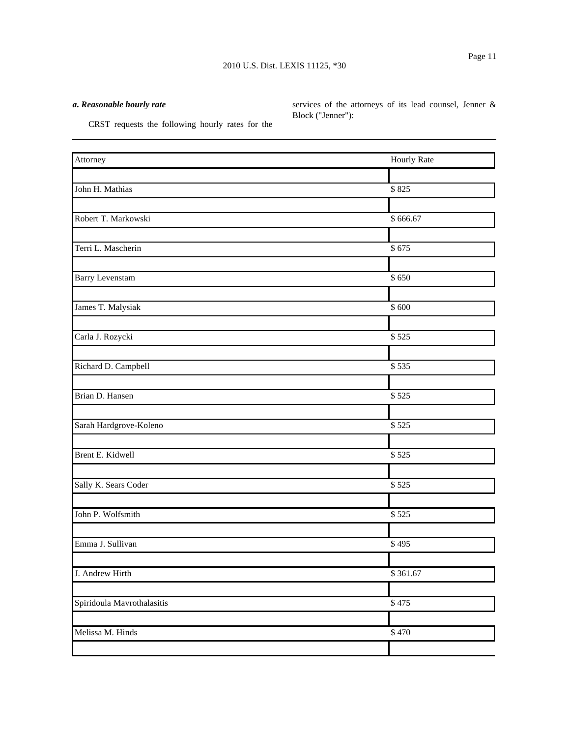*a. Reasonable hourly rate*

CRST requests the following hourly rates for the services of the attorneys of its lead counsel, Jenner & Block ("Jenner"):

| Attorney | Hourly Rate |
| --- | --- |
| John H. Mathias | $ 825 |
| Robert T. Markowski | $ 666.67 |
| Terri L. Mascherin | $ 675 |
| Barry Levenstam | $ 650 |
| James T. Malysiak | $ 600 |
| Carla J. Rozycki | $ 525 |
| Richard D. Campbell | $ 535 |
| Brian D. Hansen | $ 525 |
| Sarah Hardgrove-Koleno | $ 525 |
| Brent E. Kidwell | $ 525 |
| Sally K. Sears Coder | $ 525 |
| John P. Wolfsmith | $ 525 |
| Emma J. Sullivan | $ 495 |
| J. Andrew Hirth | $ 361.67 |
| Spiridoula Mavrothalasitis | $ 475 |
| Melissa M. Hinds | $ 470 |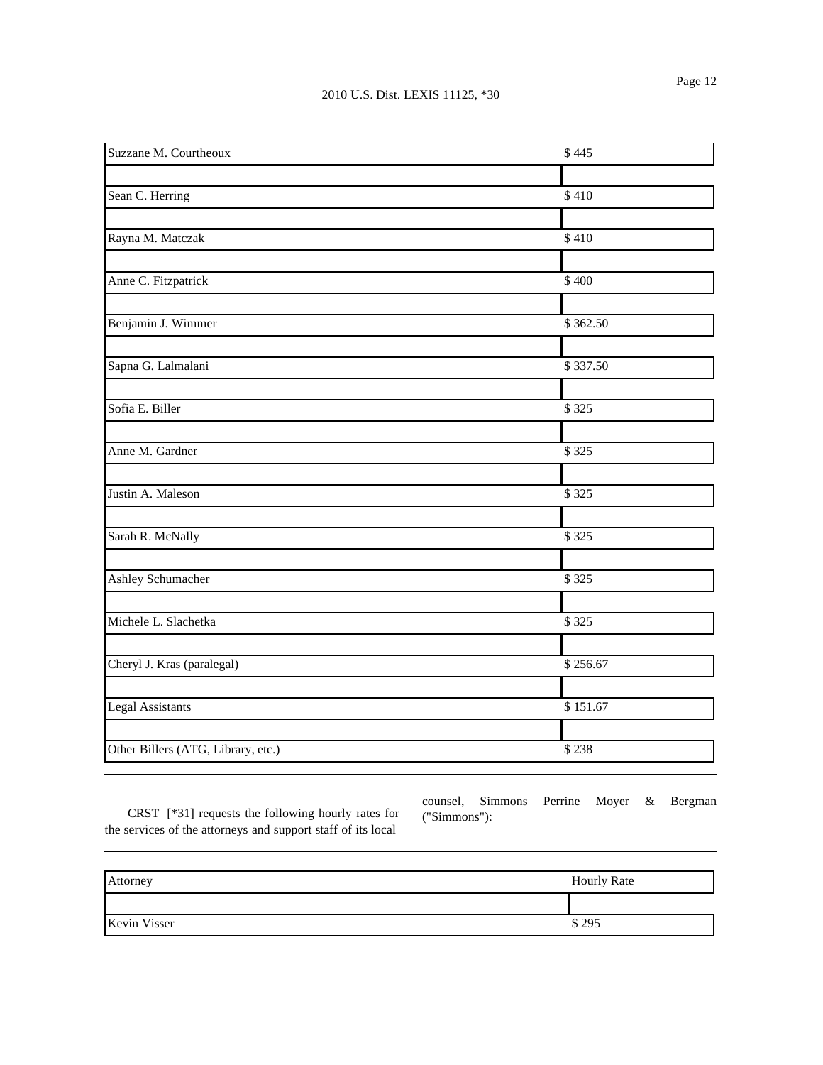| | |
|---|---|
| Suzzane M. Courtheoux | $ 445 |
| Sean C. Herring | $ 410 |
| Rayna M. Matczak | $ 410 |
| Anne C. Fitzpatrick | $ 400 |
| Benjamin J. Wimmer | $ 362.50 |
| Sapna G. Lalmalani | $ 337.50 |
| Sofia E. Biller | $ 325 |
| Anne M. Gardner | $ 325 |
| Justin A. Maleson | $ 325 |
| Sarah R. McNally | $ 325 |
| Ashley Schumacher | $ 325 |
| Michele L. Slachetka | $ 325 |
| Cheryl J. Kras (paralegal) | $ 256.67 |
| Legal Assistants | $ 151.67 |
| Other Billers (ATG, Library, etc.) | $ 238 |

CRST [*31] requests the following hourly rates for the services of the attorneys and support staff of its local counsel, Simmons Perrine Moyer & Bergman ("Simmons"):

| Attorney | Hourly Rate |
|---|---|
| Kevin Visser | $ 295 |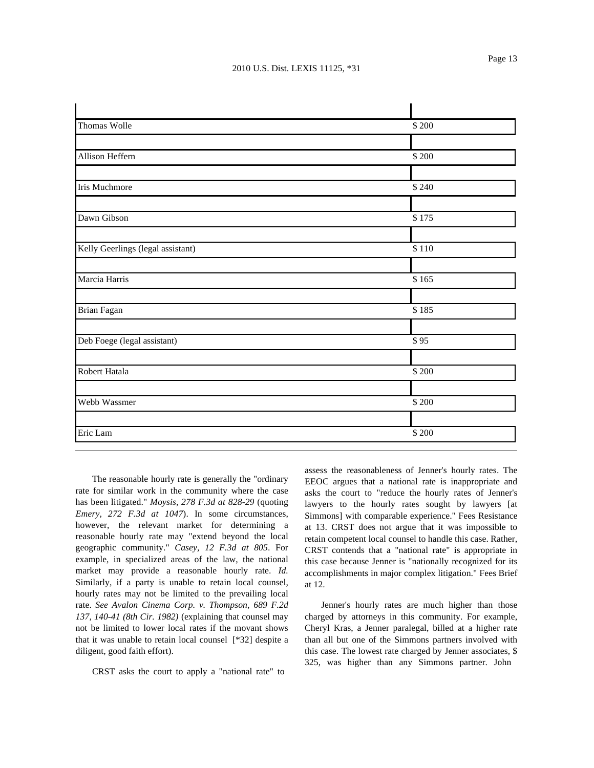| | |
|---|---|
| Thomas Wolle | $ 200 |
| Allison Heffern | $ 200 |
| Iris Muchmore | $ 240 |
| Dawn Gibson | $ 175 |
| Kelly Geerlings (legal assistant) | $ 110 |
| Marcia Harris | $ 165 |
| Brian Fagan | $ 185 |
| Deb Foege (legal assistant) | $ 95 |
| Robert Hatala | $ 200 |
| Webb Wassmer | $ 200 |
| Eric Lam | $ 200 |

The reasonable hourly rate is generally the "ordinary rate for similar work in the community where the case has been litigated." *Moysis, 278 F.3d at 828-29* (quoting *Emery, 272 F.3d at 1047*). In some circumstances, however, the relevant market for determining a reasonable hourly rate may "extend beyond the local geographic community." *Casey, 12 F.3d at 805*. For example, in specialized areas of the law, the national market may provide a reasonable hourly rate. *Id.* Similarly, if a party is unable to retain local counsel, hourly rates may not be limited to the prevailing local rate. *See Avalon Cinema Corp. v. Thompson, 689 F.2d 137, 140-41 (8th Cir. 1982)* (explaining that counsel may not be limited to lower local rates if the movant shows that it was unable to retain local counsel [*32] despite a diligent, good faith effort).

CRST asks the court to apply a "national rate" to assess the reasonableness of Jenner's hourly rates. The EEOC argues that a national rate is inappropriate and asks the court to "reduce the hourly rates of Jenner's lawyers to the hourly rates sought by lawyers [at Simmons] with comparable experience." Fees Resistance at 13. CRST does not argue that it was impossible to retain competent local counsel to handle this case. Rather, CRST contends that a "national rate" is appropriate in this case because Jenner is "nationally recognized for its accomplishments in major complex litigation." Fees Brief at 12.

Jenner's hourly rates are much higher than those charged by attorneys in this community. For example, Cheryl Kras, a Jenner paralegal, billed at a higher rate than all but one of the Simmons partners involved with this case. The lowest rate charged by Jenner associates, $ 325, was higher than any Simmons partner. John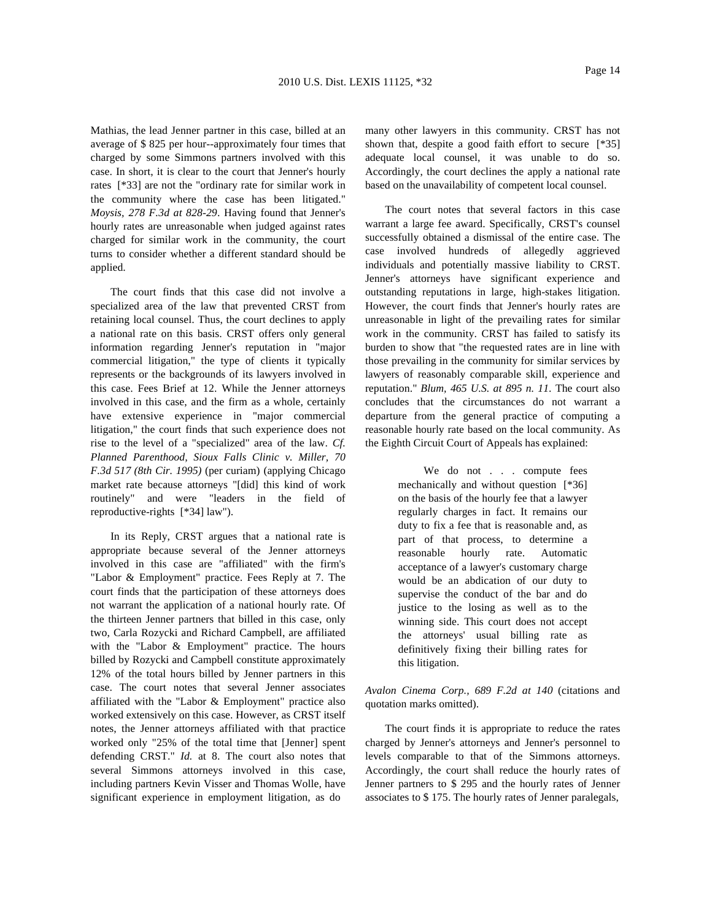Mathias, the lead Jenner partner in this case, billed at an average of $ 825 per hour--approximately four times that charged by some Simmons partners involved with this case. In short, it is clear to the court that Jenner's hourly rates [*33] are not the "ordinary rate for similar work in the community where the case has been litigated." *Moysis, 278 F.3d at 828-29*. Having found that Jenner's hourly rates are unreasonable when judged against rates charged for similar work in the community, the court turns to consider whether a different standard should be applied.

The court finds that this case did not involve a specialized area of the law that prevented CRST from retaining local counsel. Thus, the court declines to apply a national rate on this basis. CRST offers only general information regarding Jenner's reputation in "major commercial litigation," the type of clients it typically represents or the backgrounds of its lawyers involved in this case. Fees Brief at 12. While the Jenner attorneys involved in this case, and the firm as a whole, certainly have extensive experience in "major commercial litigation," the court finds that such experience does not rise to the level of a "specialized" area of the law. *Cf. Planned Parenthood, Sioux Falls Clinic v. Miller, 70 F.3d 517 (8th Cir. 1995)* (per curiam) (applying Chicago market rate because attorneys "[did] this kind of work routinely" and were "leaders in the field of reproductive-rights [*34] law").

In its Reply, CRST argues that a national rate is appropriate because several of the Jenner attorneys involved in this case are "affiliated" with the firm's "Labor & Employment" practice. Fees Reply at 7. The court finds that the participation of these attorneys does not warrant the application of a national hourly rate. Of the thirteen Jenner partners that billed in this case, only two, Carla Rozycki and Richard Campbell, are affiliated with the "Labor & Employment" practice. The hours billed by Rozycki and Campbell constitute approximately 12% of the total hours billed by Jenner partners in this case. The court notes that several Jenner associates affiliated with the "Labor & Employment" practice also worked extensively on this case. However, as CRST itself notes, the Jenner attorneys affiliated with that practice worked only "25% of the total time that [Jenner] spent defending CRST." *Id.* at 8. The court also notes that several Simmons attorneys involved in this case, including partners Kevin Visser and Thomas Wolle, have significant experience in employment litigation, as do many other lawyers in this community. CRST has not shown that, despite a good faith effort to secure [*35] adequate local counsel, it was unable to do so. Accordingly, the court declines the apply a national rate based on the unavailability of competent local counsel.

The court notes that several factors in this case warrant a large fee award. Specifically, CRST's counsel successfully obtained a dismissal of the entire case. The case involved hundreds of allegedly aggrieved individuals and potentially massive liability to CRST. Jenner's attorneys have significant experience and outstanding reputations in large, high-stakes litigation. However, the court finds that Jenner's hourly rates are unreasonable in light of the prevailing rates for similar work in the community. CRST has failed to satisfy its burden to show that "the requested rates are in line with those prevailing in the community for similar services by lawyers of reasonably comparable skill, experience and reputation." *Blum, 465 U.S. at 895 n. 11*. The court also concludes that the circumstances do not warrant a departure from the general practice of computing a reasonable hourly rate based on the local community. As the Eighth Circuit Court of Appeals has explained:

> We do not . . . compute fees mechanically and without question [*36] on the basis of the hourly fee that a lawyer regularly charges in fact. It remains our duty to fix a fee that is reasonable and, as part of that process, to determine a reasonable hourly rate. Automatic acceptance of a lawyer's customary charge would be an abdication of our duty to supervise the conduct of the bar and do justice to the losing as well as to the winning side. This court does not accept the attorneys' usual billing rate as definitively fixing their billing rates for this litigation.

*Avalon Cinema Corp., 689 F.2d at 140* (citations and quotation marks omitted).

The court finds it is appropriate to reduce the rates charged by Jenner's attorneys and Jenner's personnel to levels comparable to that of the Simmons attorneys. Accordingly, the court shall reduce the hourly rates of Jenner partners to $ 295 and the hourly rates of Jenner associates to $ 175. The hourly rates of Jenner paralegals,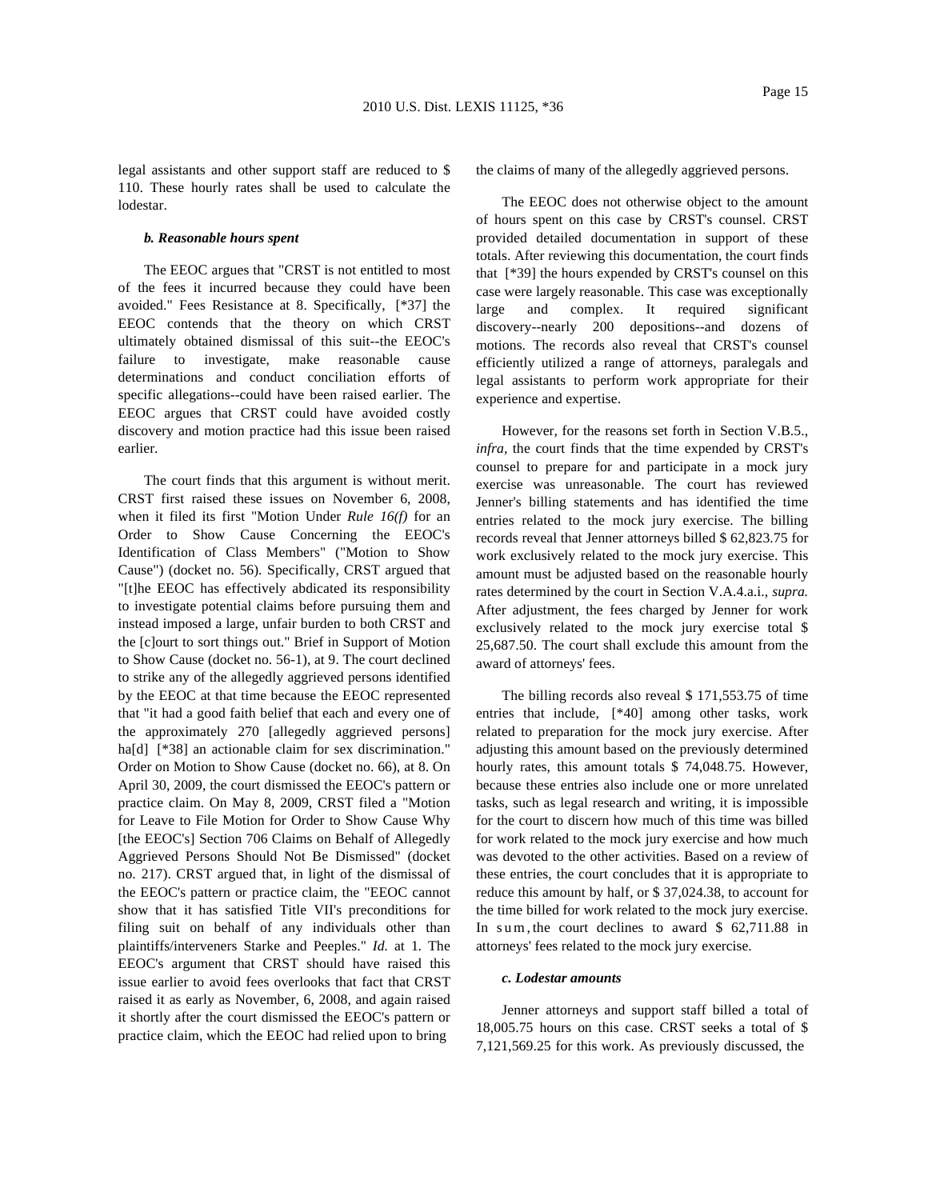legal assistants and other support staff are reduced to $ 110. These hourly rates shall be used to calculate the lodestar.

***b. Reasonable hours spent***

The EEOC argues that "CRST is not entitled to most of the fees it incurred because they could have been avoided." Fees Resistance at 8. Specifically, [*37] the EEOC contends that the theory on which CRST ultimately obtained dismissal of this suit--the EEOC's failure to investigate, make reasonable cause determinations and conduct conciliation efforts of specific allegations--could have been raised earlier. The EEOC argues that CRST could have avoided costly discovery and motion practice had this issue been raised earlier.

The court finds that this argument is without merit. CRST first raised these issues on November 6, 2008, when it filed its first "Motion Under *Rule 16(f)* for an Order to Show Cause Concerning the EEOC's Identification of Class Members" ("Motion to Show Cause") (docket no. 56). Specifically, CRST argued that "[t]he EEOC has effectively abdicated its responsibility to investigate potential claims before pursuing them and instead imposed a large, unfair burden to both CRST and the [c]ourt to sort things out." Brief in Support of Motion to Show Cause (docket no. 56-1), at 9. The court declined to strike any of the allegedly aggrieved persons identified by the EEOC at that time because the EEOC represented that "it had a good faith belief that each and every one of the approximately 270 [allegedly aggrieved persons] ha[d] [*38] an actionable claim for sex discrimination." Order on Motion to Show Cause (docket no. 66), at 8. On April 30, 2009, the court dismissed the EEOC's pattern or practice claim. On May 8, 2009, CRST filed a "Motion for Leave to File Motion for Order to Show Cause Why [the EEOC's] Section 706 Claims on Behalf of Allegedly Aggrieved Persons Should Not Be Dismissed" (docket no. 217). CRST argued that, in light of the dismissal of the EEOC's pattern or practice claim, the "EEOC cannot show that it has satisfied Title VII's preconditions for filing suit on behalf of any individuals other than plaintiffs/interveners Starke and Peeples." *Id.* at 1. The EEOC's argument that CRST should have raised this issue earlier to avoid fees overlooks that fact that CRST raised it as early as November, 6, 2008, and again raised it shortly after the court dismissed the EEOC's pattern or practice claim, which the EEOC had relied upon to bring the claims of many of the allegedly aggrieved persons.

The EEOC does not otherwise object to the amount of hours spent on this case by CRST's counsel. CRST provided detailed documentation in support of these totals. After reviewing this documentation, the court finds that [*39] the hours expended by CRST's counsel on this case were largely reasonable. This case was exceptionally large and complex. It required significant discovery--nearly 200 depositions--and dozens of motions. The records also reveal that CRST's counsel efficiently utilized a range of attorneys, paralegals and legal assistants to perform work appropriate for their experience and expertise.

However, for the reasons set forth in Section V.B.5., *infra,* the court finds that the time expended by CRST's counsel to prepare for and participate in a mock jury exercise was unreasonable. The court has reviewed Jenner's billing statements and has identified the time entries related to the mock jury exercise. The billing records reveal that Jenner attorneys billed $ 62,823.75 for work exclusively related to the mock jury exercise. This amount must be adjusted based on the reasonable hourly rates determined by the court in Section V.A.4.a.i., *supra.* After adjustment, the fees charged by Jenner for work exclusively related to the mock jury exercise total $ 25,687.50. The court shall exclude this amount from the award of attorneys' fees.

The billing records also reveal $ 171,553.75 of time entries that include, [*40] among other tasks, work related to preparation for the mock jury exercise. After adjusting this amount based on the previously determined hourly rates, this amount totals $ 74,048.75. However, because these entries also include one or more unrelated tasks, such as legal research and writing, it is impossible for the court to discern how much of this time was billed for work related to the mock jury exercise and how much was devoted to the other activities. Based on a review of these entries, the court concludes that it is appropriate to reduce this amount by half, or $ 37,024.38, to account for the time billed for work related to the mock jury exercise. In sum, the court declines to award $ 62,711.88 in attorneys' fees related to the mock jury exercise.

***c. Lodestar amounts***

Jenner attorneys and support staff billed a total of 18,005.75 hours on this case. CRST seeks a total of $ 7,121,569.25 for this work. As previously discussed, the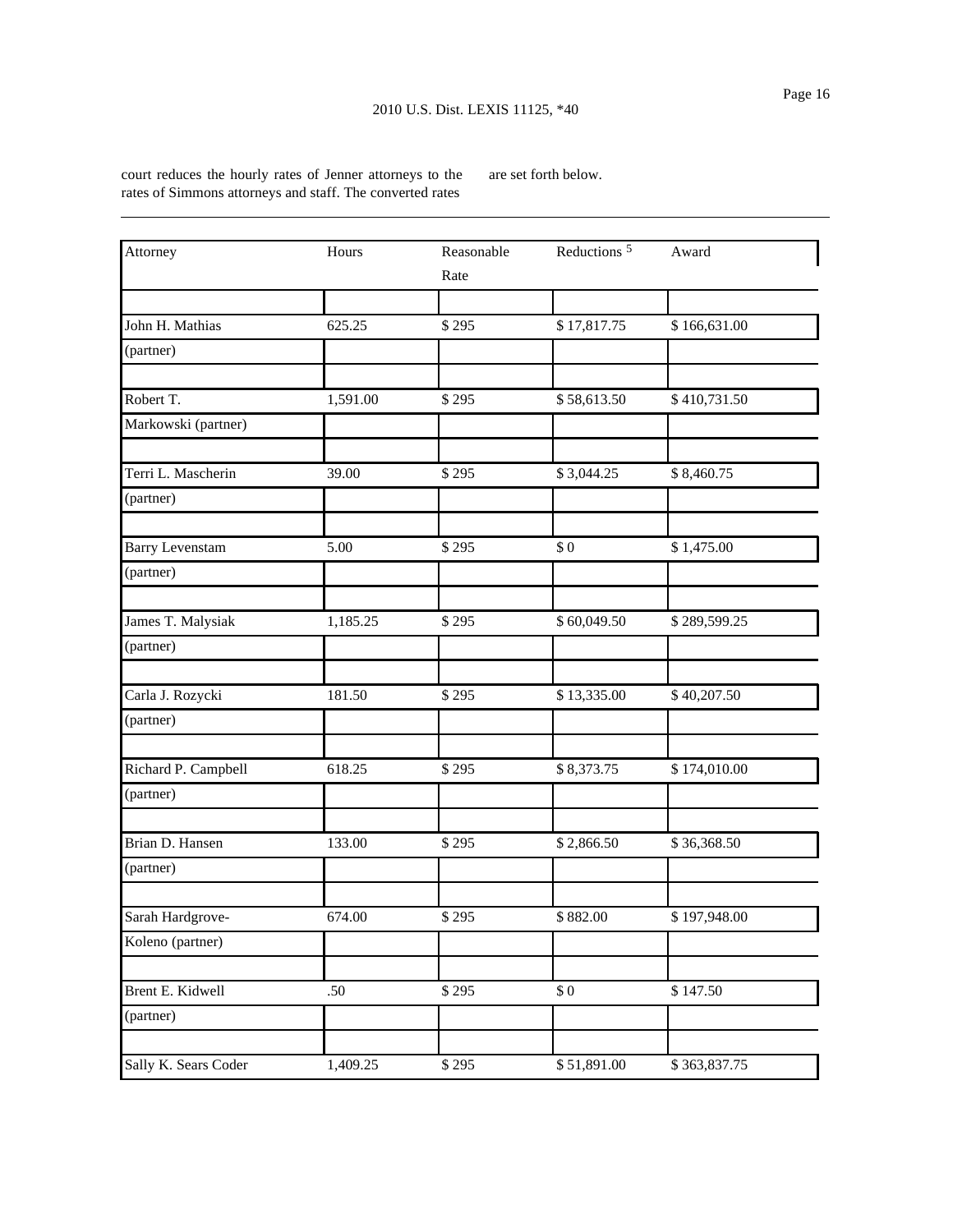court reduces the hourly rates of Jenner attorneys to the rates of Simmons attorneys and staff. The converted rates are set forth below.

| Attorney | Hours | Reasonable Rate | Reductions [5] | Award |
|---|---|---|---|---|
| John H. Mathias (partner) | 625.25 | $ 295 | $ 17,817.75 | $ 166,631.00 |
| Robert T. Markowski (partner) | 1,591.00 | $ 295 | $ 58,613.50 | $ 410,731.50 |
| Terri L. Mascherin (partner) | 39.00 | $ 295 | $ 3,044.25 | $ 8,460.75 |
| Barry Levenstam (partner) | 5.00 | $ 295 | $ 0 | $ 1,475.00 |
| James T. Malysiak (partner) | 1,185.25 | $ 295 | $ 60,049.50 | $ 289,599.25 |
| Carla J. Rozycki (partner) | 181.50 | $ 295 | $ 13,335.00 | $ 40,207.50 |
| Richard P. Campbell (partner) | 618.25 | $ 295 | $ 8,373.75 | $ 174,010.00 |
| Brian D. Hansen (partner) | 133.00 | $ 295 | $ 2,866.50 | $ 36,368.50 |
| Sarah Hardgrove-Koleno (partner) | 674.00 | $ 295 | $ 882.00 | $ 197,948.00 |
| Brent E. Kidwell (partner) | .50 | $ 295 | $ 0 | $ 147.50 |
| Sally K. Sears Coder | 1,409.25 | $ 295 | $ 51,891.00 | $ 363,837.75 |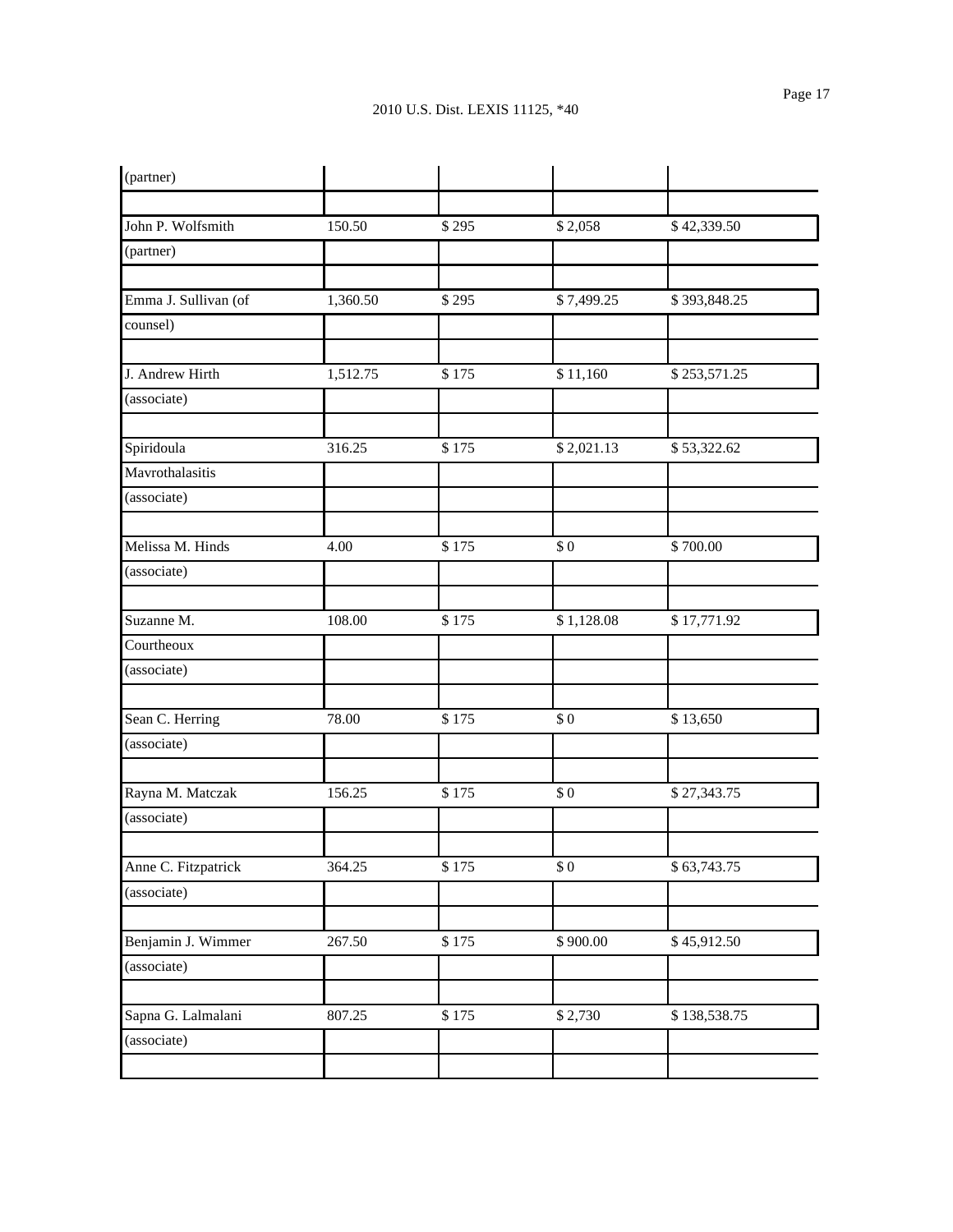| | | | | |
|---|---|---|---|---|
| (partner) | | | | |
| John P. Wolfsmith (partner) | 150.50 | $ 295 | $ 2,058 | $ 42,339.50 |
| Emma J. Sullivan (of counsel) | 1,360.50 | $ 295 | $ 7,499.25 | $ 393,848.25 |
| J. Andrew Hirth (associate) | 1,512.75 | $ 175 | $ 11,160 | $ 253,571.25 |
| Spiridoula Mavrothalasitis (associate) | 316.25 | $ 175 | $ 2,021.13 | $ 53,322.62 |
| Melissa M. Hinds (associate) | 4.00 | $ 175 | $ 0 | $ 700.00 |
| Suzanne M. Courtheoux (associate) | 108.00 | $ 175 | $ 1,128.08 | $ 17,771.92 |
| Sean C. Herring (associate) | 78.00 | $ 175 | $ 0 | $ 13,650 |
| Rayna M. Matczak (associate) | 156.25 | $ 175 | $ 0 | $ 27,343.75 |
| Anne C. Fitzpatrick (associate) | 364.25 | $ 175 | $ 0 | $ 63,743.75 |
| Benjamin J. Wimmer (associate) | 267.50 | $ 175 | $ 900.00 | $ 45,912.50 |
| Sapna G. Lalmalani (associate) | 807.25 | $ 175 | $ 2,730 | $ 138,538.75 |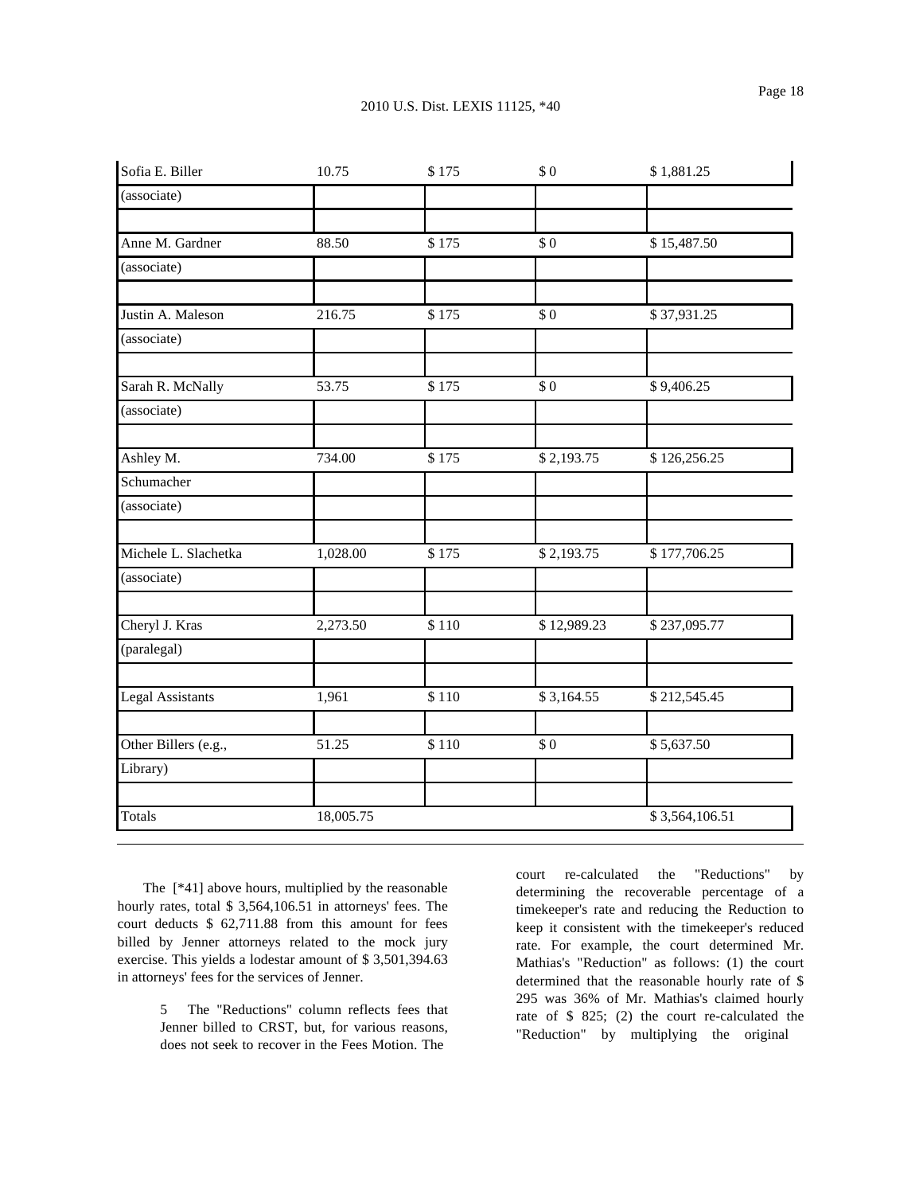| | | | | |
|---|---|---|---|---|
| Sofia E. Biller (associate) | 10.75 | $ 175 | $ 0 | $ 1,881.25 |
| Anne M. Gardner (associate) | 88.50 | $ 175 | $ 0 | $ 15,487.50 |
| Justin A. Maleson (associate) | 216.75 | $ 175 | $ 0 | $ 37,931.25 |
| Sarah R. McNally (associate) | 53.75 | $ 175 | $ 0 | $ 9,406.25 |
| Ashley M. Schumacher (associate) | 734.00 | $ 175 | $ 2,193.75 | $ 126,256.25 |
| Michele L. Slachetka (associate) | 1,028.00 | $ 175 | $ 2,193.75 | $ 177,706.25 |
| Cheryl J. Kras (paralegal) | 2,273.50 | $ 110 | $ 12,989.23 | $ 237,095.77 |
| Legal Assistants | 1,961 | $ 110 | $ 3,164.55 | $ 212,545.45 |
| Other Billers (e.g., Library) | 51.25 | $ 110 | $ 0 | $ 5,637.50 |
| Totals | 18,005.75 | | | $ 3,564,106.51 |

The [*41] above hours, multiplied by the reasonable hourly rates, total $ 3,564,106.51 in attorneys' fees. The court deducts $ 62,711.88 from this amount for fees billed by Jenner attorneys related to the mock jury exercise. This yields a lodestar amount of $ 3,501,394.63 in attorneys' fees for the services of Jenner.

> 5 The "Reductions" column reflects fees that Jenner billed to CRST, but, for various reasons, does not seek to recover in the Fees Motion. The court re-calculated the "Reductions" by determining the recoverable percentage of a timekeeper's rate and reducing the Reduction to keep it consistent with the timekeeper's reduced rate. For example, the court determined Mr. Mathias's "Reduction" as follows: (1) the court determined that the reasonable hourly rate of $ 295 was 36% of Mr. Mathias's claimed hourly rate of $ 825; (2) the court re-calculated the "Reduction" by multiplying the original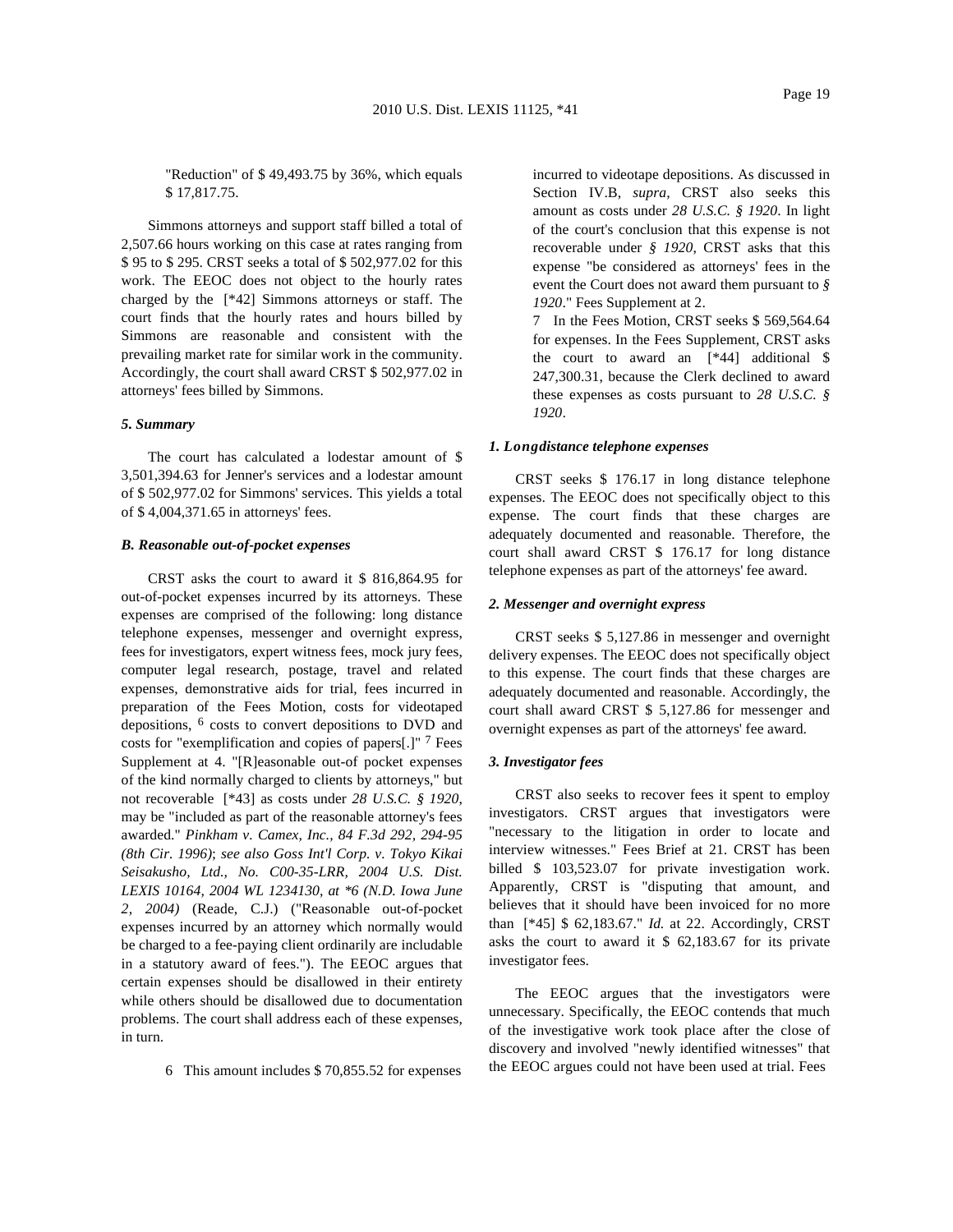"Reduction" of $ 49,493.75 by 36%, which equals $ 17,817.75.

Simmons attorneys and support staff billed a total of 2,507.66 hours working on this case at rates ranging from $ 95 to $ 295. CRST seeks a total of $ 502,977.02 for this work. The EEOC does not object to the hourly rates charged by the [*42] Simmons attorneys or staff. The court finds that the hourly rates and hours billed by Simmons are reasonable and consistent with the prevailing market rate for similar work in the community. Accordingly, the court shall award CRST $ 502,977.02 in attorneys' fees billed by Simmons.

***5. Summary***

The court has calculated a lodestar amount of $ 3,501,394.63 for Jenner's services and a lodestar amount of $ 502,977.02 for Simmons' services. This yields a total of $ 4,004,371.65 in attorneys' fees.

***B. Reasonable out-of-pocket expenses***

CRST asks the court to award it $ 816,864.95 for out-of-pocket expenses incurred by its attorneys. These expenses are comprised of the following: long distance telephone expenses, messenger and overnight express, fees for investigators, expert witness fees, mock jury fees, computer legal research, postage, travel and related expenses, demonstrative aids for trial, fees incurred in preparation of the Fees Motion, costs for videotaped depositions, [6] costs to convert depositions to DVD and costs for "exemplification and copies of papers[.]" [7] Fees Supplement at 4. "[R]easonable out-of pocket expenses of the kind normally charged to clients by attorneys," but not recoverable [*43] as costs under *28 U.S.C. § 1920*, may be "included as part of the reasonable attorney's fees awarded." *Pinkham v. Camex, Inc., 84 F.3d 292, 294-95 (8th Cir. 1996)*; *see also Goss Int'l Corp. v. Tokyo Kikai Seisakusho, Ltd., No. C00-35-LRR, 2004 U.S. Dist. LEXIS 10164, 2004 WL 1234130, at *6 (N.D. Iowa June 2, 2004)* (Reade, C.J.) ("Reasonable out-of-pocket expenses incurred by an attorney which normally would be charged to a fee-paying client ordinarily are includable in a statutory award of fees."). The EEOC argues that certain expenses should be disallowed in their entirety while others should be disallowed due to documentation problems. The court shall address each of these expenses, in turn.

6 This amount includes $ 70,855.52 for expenses incurred to videotape depositions. As discussed in Section IV.B, *supra*, CRST also seeks this amount as costs under *28 U.S.C. § 1920*. In light of the court's conclusion that this expense is not recoverable under *§ 1920*, CRST asks that this expense "be considered as attorneys' fees in the event the Court does not award them pursuant to *§ 1920*." Fees Supplement at 2.

7 In the Fees Motion, CRST seeks $ 569,564.64 for expenses. In the Fees Supplement, CRST asks the court to award an [*44] additional $ 247,300.31, because the Clerk declined to award these expenses as costs pursuant to *28 U.S.C. § 1920*.

***1. Longdistance telephone expenses***

CRST seeks $ 176.17 in long distance telephone expenses. The EEOC does not specifically object to this expense. The court finds that these charges are adequately documented and reasonable. Therefore, the court shall award CRST $ 176.17 for long distance telephone expenses as part of the attorneys' fee award.

***2. Messenger and overnight express***

CRST seeks $ 5,127.86 in messenger and overnight delivery expenses. The EEOC does not specifically object to this expense. The court finds that these charges are adequately documented and reasonable. Accordingly, the court shall award CRST $ 5,127.86 for messenger and overnight expenses as part of the attorneys' fee award.

***3. Investigator fees***

CRST also seeks to recover fees it spent to employ investigators. CRST argues that investigators were "necessary to the litigation in order to locate and interview witnesses." Fees Brief at 21. CRST has been billed $ 103,523.07 for private investigation work. Apparently, CRST is "disputing that amount, and believes that it should have been invoiced for no more than [*45] $ 62,183.67." *Id.* at 22. Accordingly, CRST asks the court to award it $ 62,183.67 for its private investigator fees.

The EEOC argues that the investigators were unnecessary. Specifically, the EEOC contends that much of the investigative work took place after the close of discovery and involved "newly identified witnesses" that the EEOC argues could not have been used at trial. Fees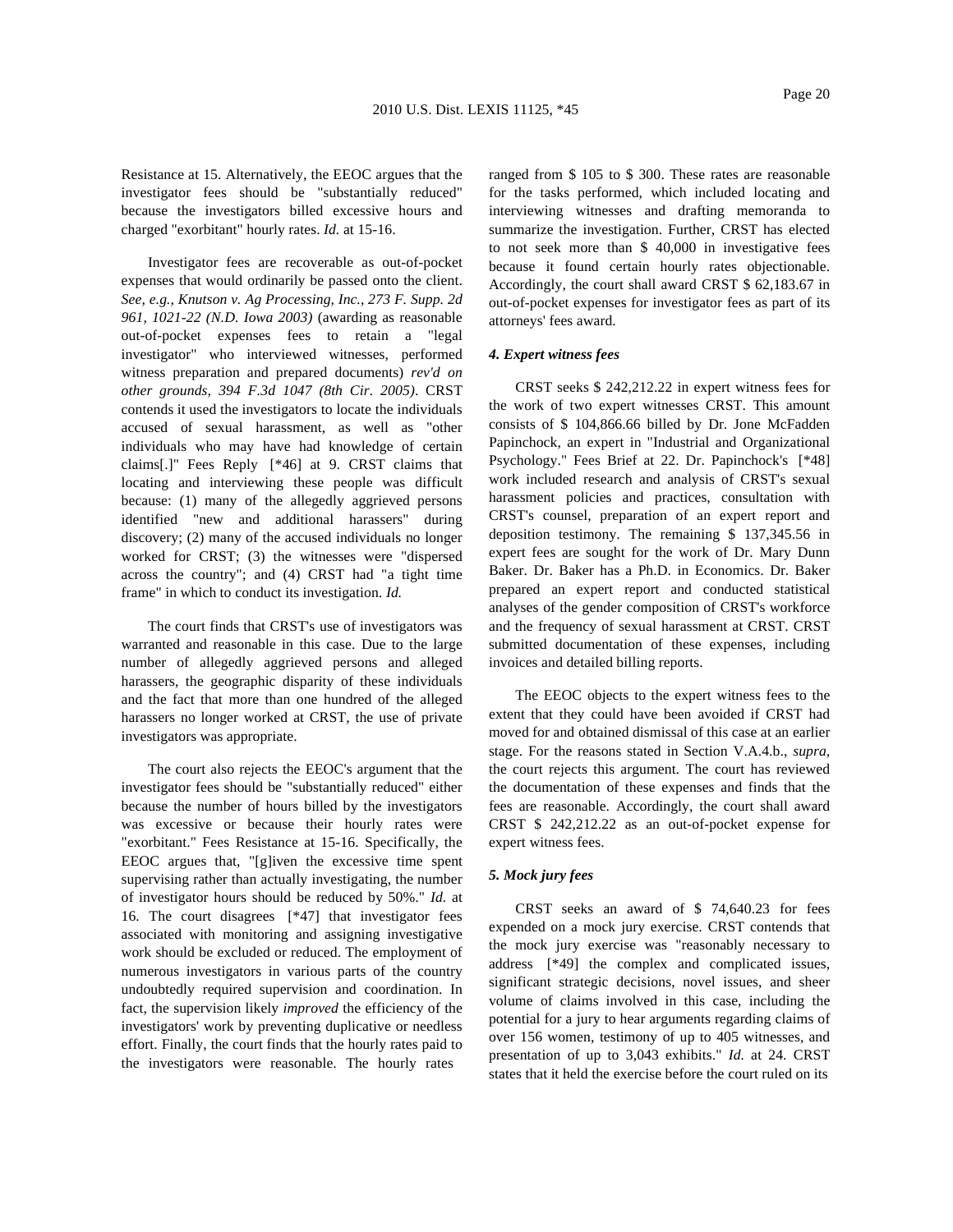Resistance at 15. Alternatively, the EEOC argues that the investigator fees should be "substantially reduced" because the investigators billed excessive hours and charged "exorbitant" hourly rates. *Id.* at 15-16.

Investigator fees are recoverable as out-of-pocket expenses that would ordinarily be passed onto the client. *See, e.g., Knutson v. Ag Processing, Inc., 273 F. Supp. 2d 961, 1021-22 (N.D. Iowa 2003)* (awarding as reasonable out-of-pocket expenses fees to retain a "legal investigator" who interviewed witnesses, performed witness preparation and prepared documents) *rev'd on other grounds, 394 F.3d 1047 (8th Cir. 2005)*. CRST contends it used the investigators to locate the individuals accused of sexual harassment, as well as "other individuals who may have had knowledge of certain claims[.]" Fees Reply [*46] at 9. CRST claims that locating and interviewing these people was difficult because: (1) many of the allegedly aggrieved persons identified "new and additional harassers" during discovery; (2) many of the accused individuals no longer worked for CRST; (3) the witnesses were "dispersed across the country"; and (4) CRST had "a tight time frame" in which to conduct its investigation. *Id.*

The court finds that CRST's use of investigators was warranted and reasonable in this case. Due to the large number of allegedly aggrieved persons and alleged harassers, the geographic disparity of these individuals and the fact that more than one hundred of the alleged harassers no longer worked at CRST, the use of private investigators was appropriate.

The court also rejects the EEOC's argument that the investigator fees should be "substantially reduced" either because the number of hours billed by the investigators was excessive or because their hourly rates were "exorbitant." Fees Resistance at 15-16. Specifically, the EEOC argues that, "[g]iven the excessive time spent supervising rather than actually investigating, the number of investigator hours should be reduced by 50%." *Id.* at 16. The court disagrees [*47] that investigator fees associated with monitoring and assigning investigative work should be excluded or reduced. The employment of numerous investigators in various parts of the country undoubtedly required supervision and coordination. In fact, the supervision likely *improved* the efficiency of the investigators' work by preventing duplicative or needless effort. Finally, the court finds that the hourly rates paid to the investigators were reasonable. The hourly rates ranged from $ 105 to $ 300. These rates are reasonable for the tasks performed, which included locating and interviewing witnesses and drafting memoranda to summarize the investigation. Further, CRST has elected to not seek more than $ 40,000 in investigative fees because it found certain hourly rates objectionable. Accordingly, the court shall award CRST $ 62,183.67 in out-of-pocket expenses for investigator fees as part of its attorneys' fees award.

***4. Expert witness fees***

CRST seeks $ 242,212.22 in expert witness fees for the work of two expert witnesses CRST. This amount consists of $ 104,866.66 billed by Dr. Jone McFadden Papinchock, an expert in "Industrial and Organizational Psychology." Fees Brief at 22. Dr. Papinchock's [*48] work included research and analysis of CRST's sexual harassment policies and practices, consultation with CRST's counsel, preparation of an expert report and deposition testimony. The remaining $ 137,345.56 in expert fees are sought for the work of Dr. Mary Dunn Baker. Dr. Baker has a Ph.D. in Economics. Dr. Baker prepared an expert report and conducted statistical analyses of the gender composition of CRST's workforce and the frequency of sexual harassment at CRST. CRST submitted documentation of these expenses, including invoices and detailed billing reports.

The EEOC objects to the expert witness fees to the extent that they could have been avoided if CRST had moved for and obtained dismissal of this case at an earlier stage. For the reasons stated in Section V.A.4.b., *supra*, the court rejects this argument. The court has reviewed the documentation of these expenses and finds that the fees are reasonable. Accordingly, the court shall award CRST $ 242,212.22 as an out-of-pocket expense for expert witness fees.

***5. Mock jury fees***

CRST seeks an award of $ 74,640.23 for fees expended on a mock jury exercise. CRST contends that the mock jury exercise was "reasonably necessary to address [*49] the complex and complicated issues, significant strategic decisions, novel issues, and sheer volume of claims involved in this case, including the potential for a jury to hear arguments regarding claims of over 156 women, testimony of up to 405 witnesses, and presentation of up to 3,043 exhibits." *Id.* at 24. CRST states that it held the exercise before the court ruled on its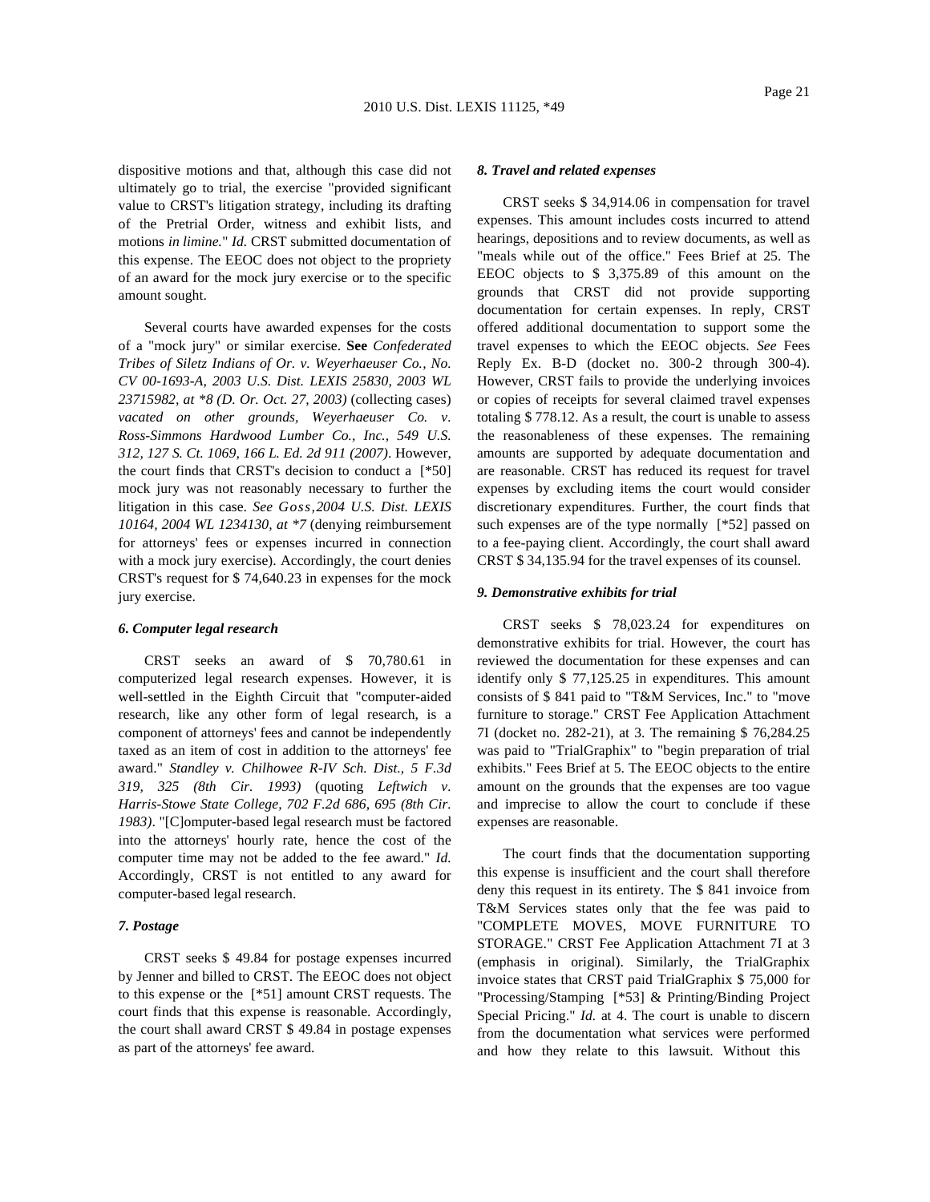dispositive motions and that, although this case did not ultimately go to trial, the exercise "provided significant value to CRST's litigation strategy, including its drafting of the Pretrial Order, witness and exhibit lists, and motions *in limine.*" *Id.* CRST submitted documentation of this expense. The EEOC does not object to the propriety of an award for the mock jury exercise or to the specific amount sought.

Several courts have awarded expenses for the costs of a "mock jury" or similar exercise. **See** *Confederated Tribes of Siletz Indians of Or. v. Weyerhaeuser Co., No. CV 00-1693-A, 2003 U.S. Dist. LEXIS 25830, 2003 WL 23715982, at \*8 (D. Or. Oct. 27, 2003)* (collecting cases) *vacated on other grounds, Weyerhaeuser Co. v. Ross-Simmons Hardwood Lumber Co., Inc., 549 U.S. 312, 127 S. Ct. 1069, 166 L. Ed. 2d 911 (2007)*. However, the court finds that CRST's decision to conduct a [\*50] mock jury was not reasonably necessary to further the litigation in this case. *See Goss, 2004 U.S. Dist. LEXIS 10164, 2004 WL 1234130, at \*7* (denying reimbursement for attorneys' fees or expenses incurred in connection with a mock jury exercise). Accordingly, the court denies CRST's request for $ 74,640.23 in expenses for the mock jury exercise.

#### *6. Computer legal research*

CRST seeks an award of $ 70,780.61 in computerized legal research expenses. However, it is well-settled in the Eighth Circuit that "computer-aided research, like any other form of legal research, is a component of attorneys' fees and cannot be independently taxed as an item of cost in addition to the attorneys' fee award." *Standley v. Chilhowee R-IV Sch. Dist., 5 F.3d 319, 325 (8th Cir. 1993)* (quoting *Leftwich v. Harris-Stowe State College, 702 F.2d 686, 695 (8th Cir. 1983)*. "[C]omputer-based legal research must be factored into the attorneys' hourly rate, hence the cost of the computer time may not be added to the fee award." *Id.* Accordingly, CRST is not entitled to any award for computer-based legal research.

#### *7. Postage*

CRST seeks $ 49.84 for postage expenses incurred by Jenner and billed to CRST. The EEOC does not object to this expense or the [\*51] amount CRST requests. The court finds that this expense is reasonable. Accordingly, the court shall award CRST $ 49.84 in postage expenses as part of the attorneys' fee award.

#### *8. Travel and related expenses*

CRST seeks $ 34,914.06 in compensation for travel expenses. This amount includes costs incurred to attend hearings, depositions and to review documents, as well as "meals while out of the office." Fees Brief at 25. The EEOC objects to $ 3,375.89 of this amount on the grounds that CRST did not provide supporting documentation for certain expenses. In reply, CRST offered additional documentation to support some the travel expenses to which the EEOC objects. *See* Fees Reply Ex. B-D (docket no. 300-2 through 300-4). However, CRST fails to provide the underlying invoices or copies of receipts for several claimed travel expenses totaling $ 778.12. As a result, the court is unable to assess the reasonableness of these expenses. The remaining amounts are supported by adequate documentation and are reasonable. CRST has reduced its request for travel expenses by excluding items the court would consider discretionary expenditures. Further, the court finds that such expenses are of the type normally [\*52] passed on to a fee-paying client. Accordingly, the court shall award CRST $ 34,135.94 for the travel expenses of its counsel.

#### *9. Demonstrative exhibits for trial*

CRST seeks $ 78,023.24 for expenditures on demonstrative exhibits for trial. However, the court has reviewed the documentation for these expenses and can identify only $ 77,125.25 in expenditures. This amount consists of $ 841 paid to "T&M Services, Inc." to "move furniture to storage." CRST Fee Application Attachment 7I (docket no. 282-21), at 3. The remaining $ 76,284.25 was paid to "TrialGraphix" to "begin preparation of trial exhibits." Fees Brief at 5. The EEOC objects to the entire amount on the grounds that the expenses are too vague and imprecise to allow the court to conclude if these expenses are reasonable.

The court finds that the documentation supporting this expense is insufficient and the court shall therefore deny this request in its entirety. The $ 841 invoice from T&M Services states only that the fee was paid to "COMPLETE MOVES, MOVE FURNITURE TO STORAGE." CRST Fee Application Attachment 7I at 3 (emphasis in original). Similarly, the TrialGraphix invoice states that CRST paid TrialGraphix $ 75,000 for "Processing/Stamping [\*53] & Printing/Binding Project Special Pricing." *Id.* at 4. The court is unable to discern from the documentation what services were performed and how they relate to this lawsuit. Without this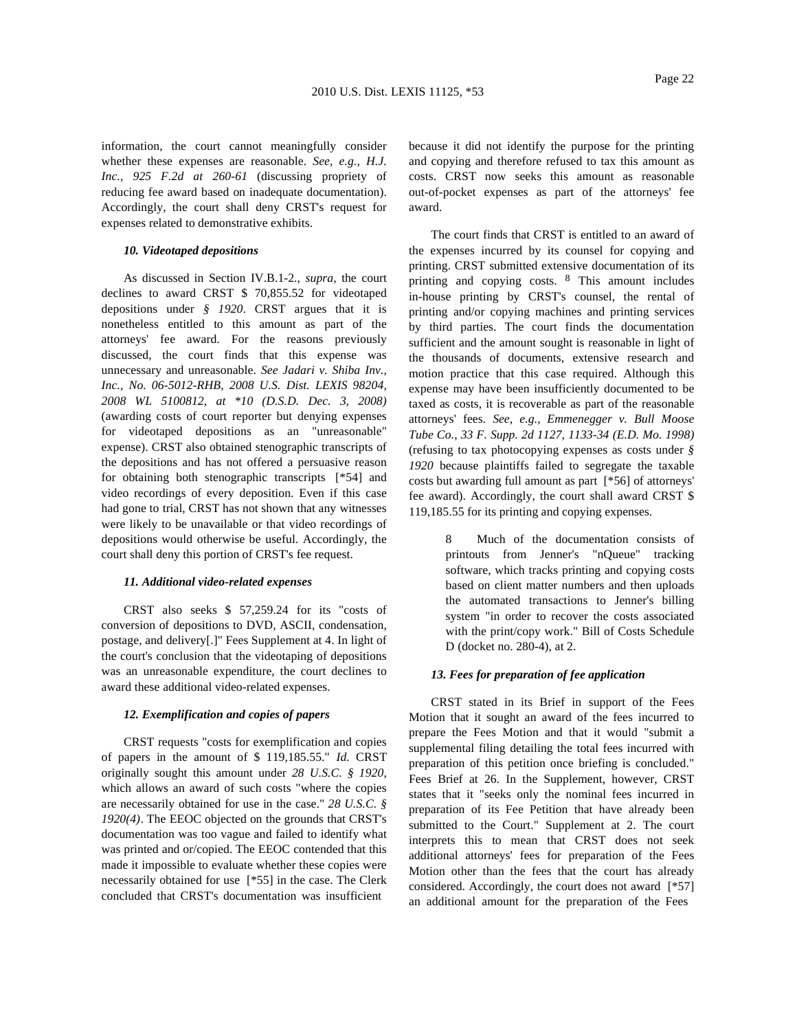information, the court cannot meaningfully consider whether these expenses are reasonable. *See, e.g., H.J. Inc., 925 F.2d at 260-61* (discussing propriety of reducing fee award based on inadequate documentation). Accordingly, the court shall deny CRST's request for expenses related to demonstrative exhibits.

### *10. Videotaped depositions*

As discussed in Section IV.B.1-2., *supra,* the court declines to award CRST $ 70,855.52 for videotaped depositions under *§ 1920*. CRST argues that it is nonetheless entitled to this amount as part of the attorneys' fee award. For the reasons previously discussed, the court finds that this expense was unnecessary and unreasonable. *See Jadari v. Shiba Inv., Inc., No. 06-5012-RHB, 2008 U.S. Dist. LEXIS 98204, 2008 WL 5100812, at \*10 (D.S.D. Dec. 3, 2008)* (awarding costs of court reporter but denying expenses for videotaped depositions as an "unreasonable" expense). CRST also obtained stenographic transcripts of the depositions and has not offered a persuasive reason for obtaining both stenographic transcripts [*54] and video recordings of every deposition. Even if this case had gone to trial, CRST has not shown that any witnesses were likely to be unavailable or that video recordings of depositions would otherwise be useful. Accordingly, the court shall deny this portion of CRST's fee request.

### *11. Additional video-related expenses*

CRST also seeks $ 57,259.24 for its "costs of conversion of depositions to DVD, ASCII, condensation, postage, and delivery[.]" Fees Supplement at 4. In light of the court's conclusion that the videotaping of depositions was an unreasonable expenditure, the court declines to award these additional video-related expenses.

### *12. Exemplification and copies of papers*

CRST requests "costs for exemplification and copies of papers in the amount of $ 119,185.55." *Id.* CRST originally sought this amount under *28 U.S.C. § 1920*, which allows an award of such costs "where the copies are necessarily obtained for use in the case." *28 U.S.C. § 1920(4)*. The EEOC objected on the grounds that CRST's documentation was too vague and failed to identify what was printed and or/copied. The EEOC contended that this made it impossible to evaluate whether these copies were necessarily obtained for use [*55] in the case. The Clerk concluded that CRST's documentation was insufficient because it did not identify the purpose for the printing and copying and therefore refused to tax this amount as costs. CRST now seeks this amount as reasonable out-of-pocket expenses as part of the attorneys' fee award.

The court finds that CRST is entitled to an award of the expenses incurred by its counsel for copying and printing. CRST submitted extensive documentation of its printing and copying costs. [8] This amount includes in-house printing by CRST's counsel, the rental of printing and/or copying machines and printing services by third parties. The court finds the documentation sufficient and the amount sought is reasonable in light of the thousands of documents, extensive research and motion practice that this case required. Although this expense may have been insufficiently documented to be taxed as costs, it is recoverable as part of the reasonable attorneys' fees. *See, e.g., Emmenegger v. Bull Moose Tube Co., 33 F. Supp. 2d 1127, 1133-34 (E.D. Mo. 1998)* (refusing to tax photocopying expenses as costs under *§ 1920* because plaintiffs failed to segregate the taxable costs but awarding full amount as part [*56] of attorneys' fee award). Accordingly, the court shall award CRST $ 119,185.55 for its printing and copying expenses.

> 8 Much of the documentation consists of printouts from Jenner's "nQueue" tracking software, which tracks printing and copying costs based on client matter numbers and then uploads the automated transactions to Jenner's billing system "in order to recover the costs associated with the print/copy work." Bill of Costs Schedule D (docket no. 280-4), at 2.

### *13. Fees for preparation of fee application*

CRST stated in its Brief in support of the Fees Motion that it sought an award of the fees incurred to prepare the Fees Motion and that it would "submit a supplemental filing detailing the total fees incurred with preparation of this petition once briefing is concluded." Fees Brief at 26. In the Supplement, however, CRST states that it "seeks only the nominal fees incurred in preparation of its Fee Petition that have already been submitted to the Court." Supplement at 2. The court interprets this to mean that CRST does not seek additional attorneys' fees for preparation of the Fees Motion other than the fees that the court has already considered. Accordingly, the court does not award [*57] an additional amount for the preparation of the Fees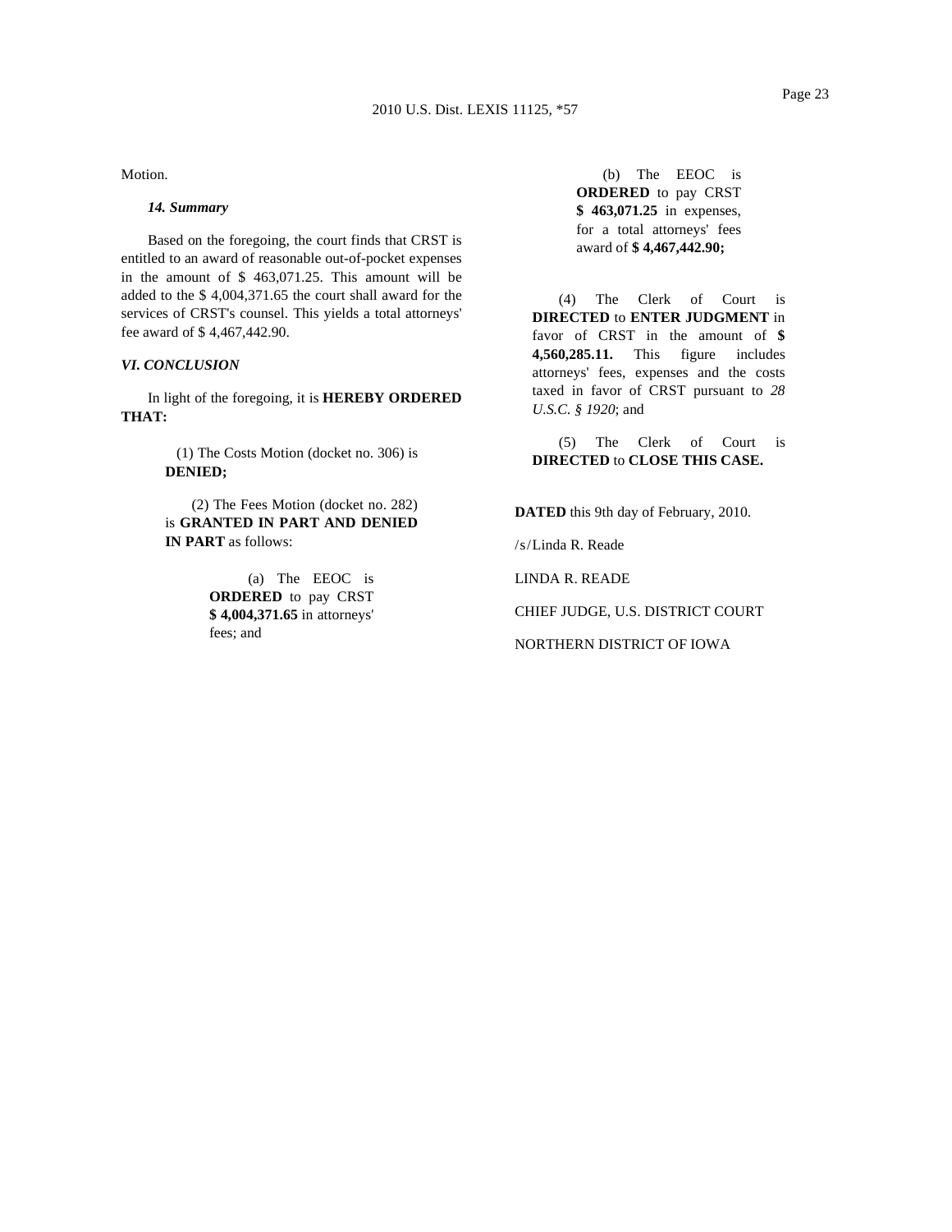Motion.

***14. Summary***

Based on the foregoing, the court finds that CRST is entitled to an award of reasonable out-of-pocket expenses in the amount of $ 463,071.25. This amount will be added to the $ 4,004,371.65 the court shall award for the services of CRST's counsel. This yields a total attorneys' fee award of $ 4,467,442.90.

***VI. CONCLUSION***

In light of the foregoing, it is **HEREBY ORDERED THAT:**

(1) The Costs Motion (docket no. 306) is **DENIED;**

(2) The Fees Motion (docket no. 282) is **GRANTED IN PART AND DENIED IN PART** as follows:

(a) The EEOC is **ORDERED** to pay CRST **$ 4,004,371.65** in attorneys' fees; and

(b) The EEOC is **ORDERED** to pay CRST **$ 463,071.25** in expenses, for a total attorneys' fees award of **$ 4,467,442.90;**

(4) The Clerk of Court is **DIRECTED** to **ENTER JUDGMENT** in favor of CRST in the amount of **$ 4,560,285.11.** This figure includes attorneys' fees, expenses and the costs taxed in favor of CRST pursuant to *28 U.S.C. § 1920*; and

(5) The Clerk of Court is **DIRECTED** to **CLOSE THIS CASE.**

**DATED** this 9th day of February, 2010.

/s/Linda R. Reade

LINDA R. READE

CHIEF JUDGE, U.S. DISTRICT COURT

NORTHERN DISTRICT OF IOWA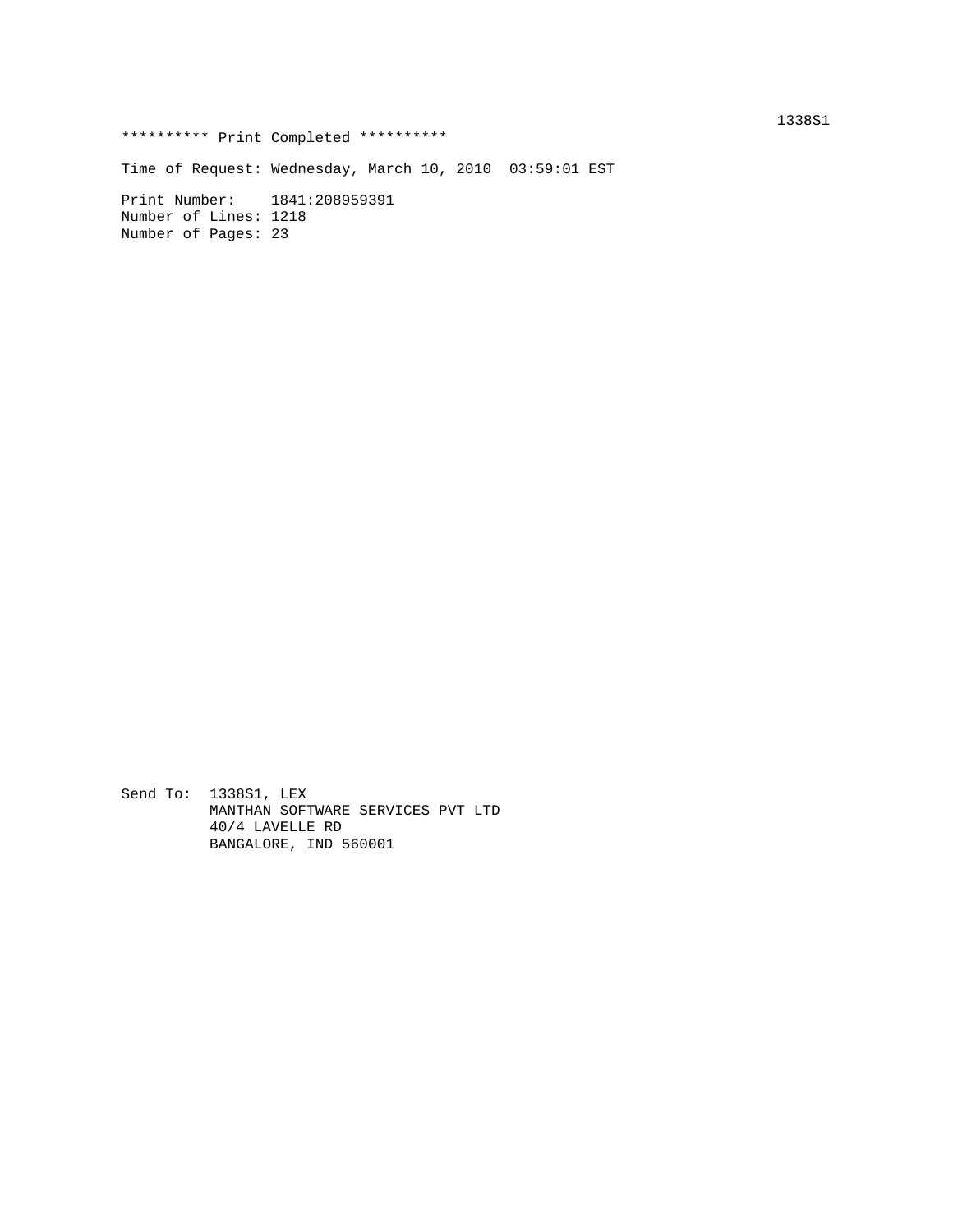1338S1

********** Print Completed **********

Time of Request: Wednesday, March 10, 2010  03:59:01 EST

Print Number:    1841:208959391
Number of Lines: 1218
Number of Pages: 23

Send To:  1338S1, LEX
          MANTHAN SOFTWARE SERVICES PVT LTD
          40/4 LAVELLE RD
          BANGALORE, IND 560001